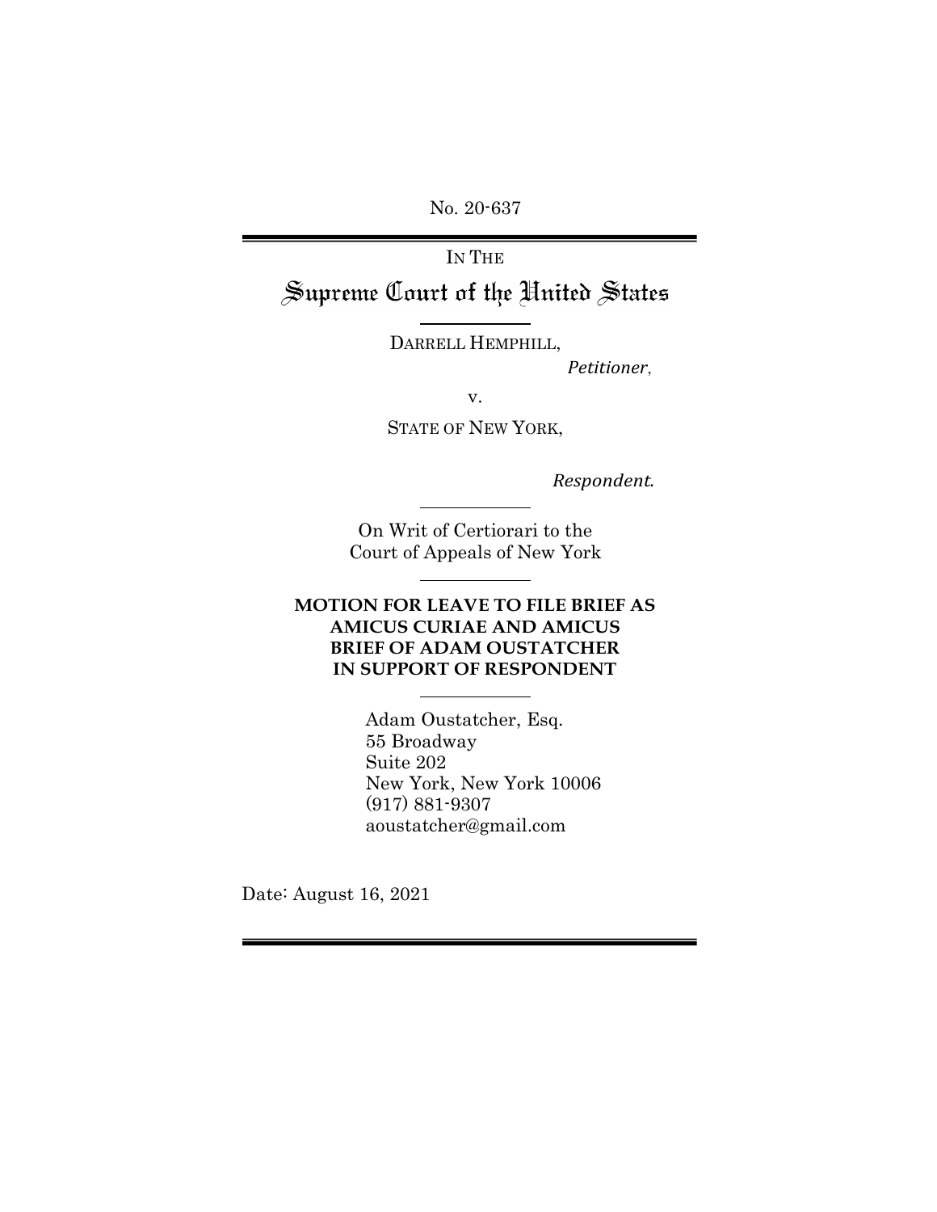No. 20-637

---

IN THE

# Supreme Court of the United States

DARRELL HEMPHILL,

*Petitioner*,

v.

STATE OF NEW YORK,

*Respondent.*

On Writ of Certiorari to the Court of Appeals of New York

**MOTION FOR LEAVE TO FILE BRIEF AS AMICUS CURIAE AND AMICUS BRIEF OF ADAM OUSTATCHER IN SUPPORT OF RESPONDENT**

Adam Oustatcher, Esq.
55 Broadway
Suite 202
New York, New York 10006
(917) 881-9307
aoustatcher@gmail.com

Date: August 16, 2021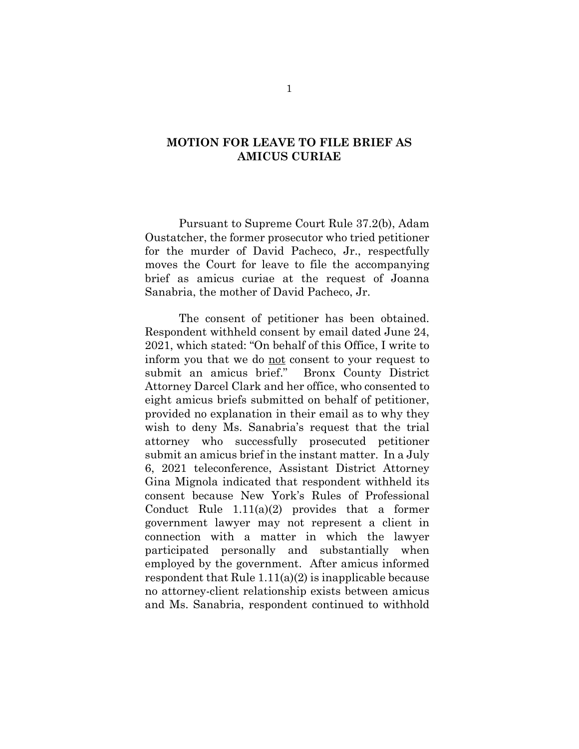## MOTION FOR LEAVE TO FILE BRIEF AS AMICUS CURIAE

Pursuant to Supreme Court Rule 37.2(b), Adam Oustatcher, the former prosecutor who tried petitioner for the murder of David Pacheco, Jr., respectfully moves the Court for leave to file the accompanying brief as amicus curiae at the request of Joanna Sanabria, the mother of David Pacheco, Jr.

The consent of petitioner has been obtained. Respondent withheld consent by email dated June 24, 2021, which stated: "On behalf of this Office, I write to inform you that we do not consent to your request to submit an amicus brief." Bronx County District Attorney Darcel Clark and her office, who consented to eight amicus briefs submitted on behalf of petitioner, provided no explanation in their email as to why they wish to deny Ms. Sanabria's request that the trial attorney who successfully prosecuted petitioner submit an amicus brief in the instant matter. In a July 6, 2021 teleconference, Assistant District Attorney Gina Mignola indicated that respondent withheld its consent because New York's Rules of Professional Conduct Rule 1.11(a)(2) provides that a former government lawyer may not represent a client in connection with a matter in which the lawyer participated personally and substantially when employed by the government. After amicus informed respondent that Rule 1.11(a)(2) is inapplicable because no attorney-client relationship exists between amicus and Ms. Sanabria, respondent continued to withhold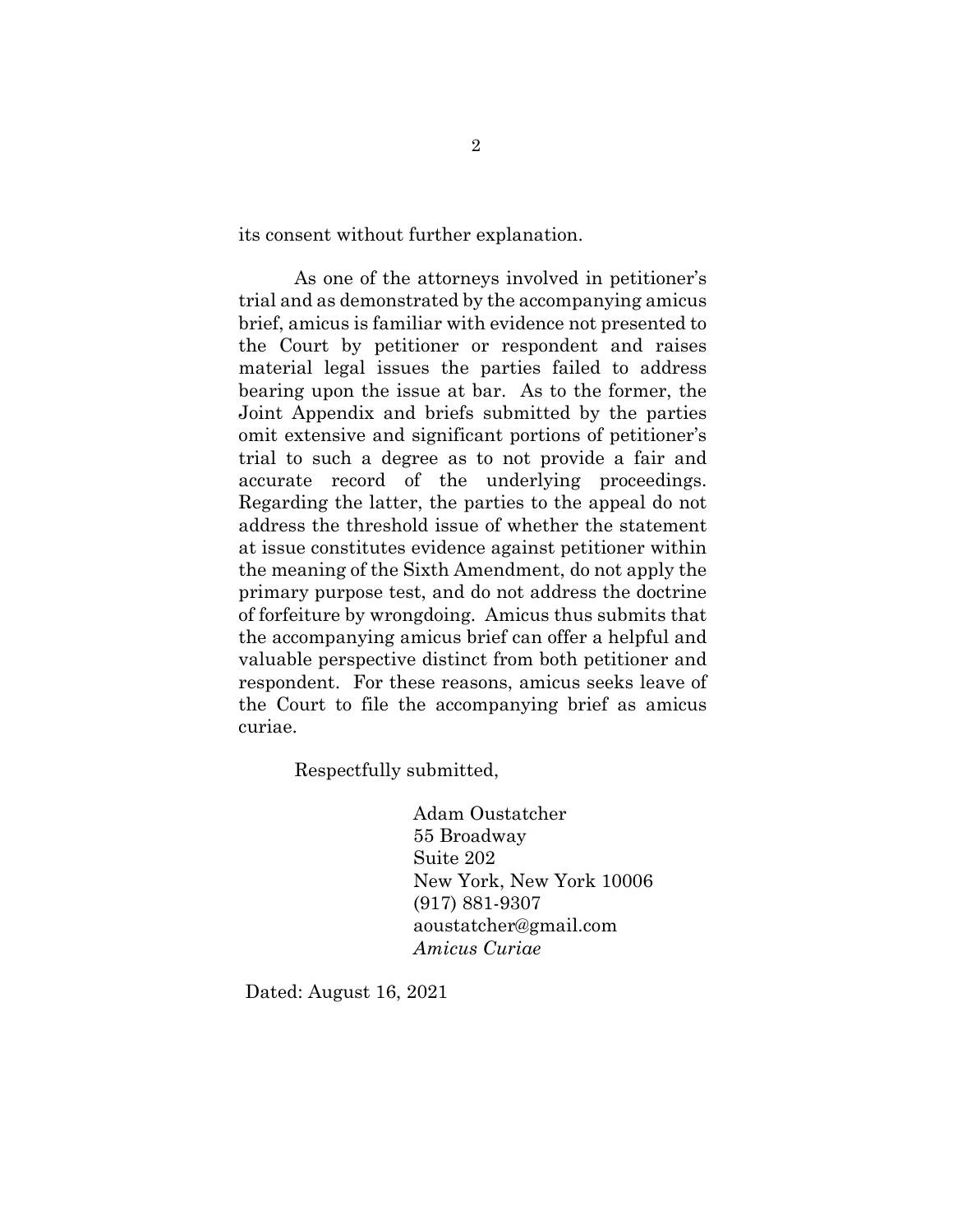its consent without further explanation.

As one of the attorneys involved in petitioner's trial and as demonstrated by the accompanying amicus brief, amicus is familiar with evidence not presented to the Court by petitioner or respondent and raises material legal issues the parties failed to address bearing upon the issue at bar. As to the former, the Joint Appendix and briefs submitted by the parties omit extensive and significant portions of petitioner's trial to such a degree as to not provide a fair and accurate record of the underlying proceedings. Regarding the latter, the parties to the appeal do not address the threshold issue of whether the statement at issue constitutes evidence against petitioner within the meaning of the Sixth Amendment, do not apply the primary purpose test, and do not address the doctrine of forfeiture by wrongdoing. Amicus thus submits that the accompanying amicus brief can offer a helpful and valuable perspective distinct from both petitioner and respondent. For these reasons, amicus seeks leave of the Court to file the accompanying brief as amicus curiae.

Respectfully submitted,

Adam Oustatcher
55 Broadway
Suite 202
New York, New York 10006
(917) 881-9307
aoustatcher@gmail.com
*Amicus Curiae*

Dated: August 16, 2021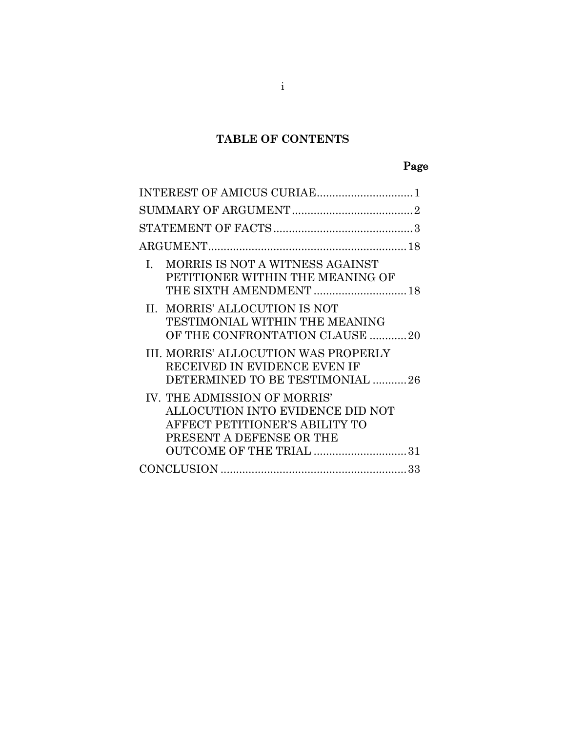## TABLE OF CONTENTS

| | Page |
|---|---|
| INTEREST OF AMICUS CURIAE | 1 |
| SUMMARY OF ARGUMENT | 2 |
| STATEMENT OF FACTS | 3 |
| ARGUMENT | 18 |
| I. MORRIS IS NOT A WITNESS AGAINST PETITIONER WITHIN THE MEANING OF THE SIXTH AMENDMENT | 18 |
| II. MORRIS' ALLOCUTION IS NOT TESTIMONIAL WITHIN THE MEANING OF THE CONFRONTATION CLAUSE | 20 |
| III. MORRIS' ALLOCUTION WAS PROPERLY RECEIVED IN EVIDENCE EVEN IF DETERMINED TO BE TESTIMONIAL | 26 |
| IV. THE ADMISSION OF MORRIS' ALLOCUTION INTO EVIDENCE DID NOT AFFECT PETITIONER'S ABILITY TO PRESENT A DEFENSE OR THE OUTCOME OF THE TRIAL | 31 |
| CONCLUSION | 33 |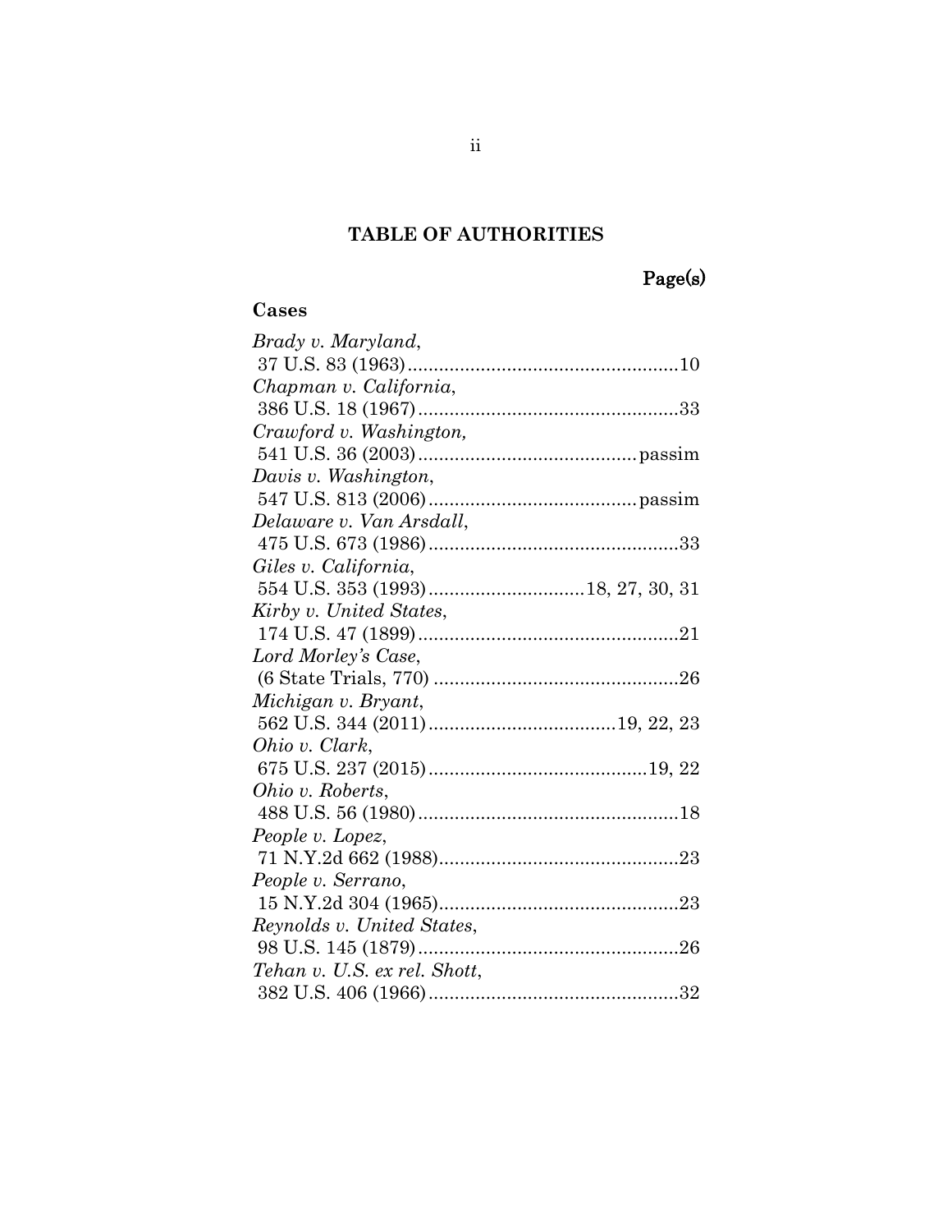## TABLE OF AUTHORITIES

Page(s)

### Cases

*Brady v. Maryland*,
37 U.S. 83 (1963) .................................................... 10

*Chapman v. California*,
386 U.S. 18 (1967) .................................................. 33

*Crawford v. Washington,*
541 U.S. 36 (2003) .......................................... passim

*Davis v. Washington*,
547 U.S. 813 (2006) ........................................ passim

*Delaware v. Van Arsdall*,
475 U.S. 673 (1986) ................................................ 33

*Giles v. California*,
554 U.S. 353 (1993) .............................. 18, 27, 30, 31

*Kirby v. United States*,
174 U.S. 47 (1899) .................................................. 21

*Lord Morley's Case*,
(6 State Trials, 770) ............................................... 26

*Michigan v. Bryant*,
562 U.S. 344 (2011) .................................... 19, 22, 23

*Ohio v. Clark*,
675 U.S. 237 (2015) .......................................... 19, 22

*Ohio v. Roberts*,
488 U.S. 56 (1980) .................................................. 18

*People v. Lopez*,
71 N.Y.2d 662 (1988) .............................................. 23

*People v. Serrano*,
15 N.Y.2d 304 (1965) .............................................. 23

*Reynolds v. United States*,
98 U.S. 145 (1879) .................................................. 26

*Tehan v. U.S. ex rel. Shott*,
382 U.S. 406 (1966) ................................................ 32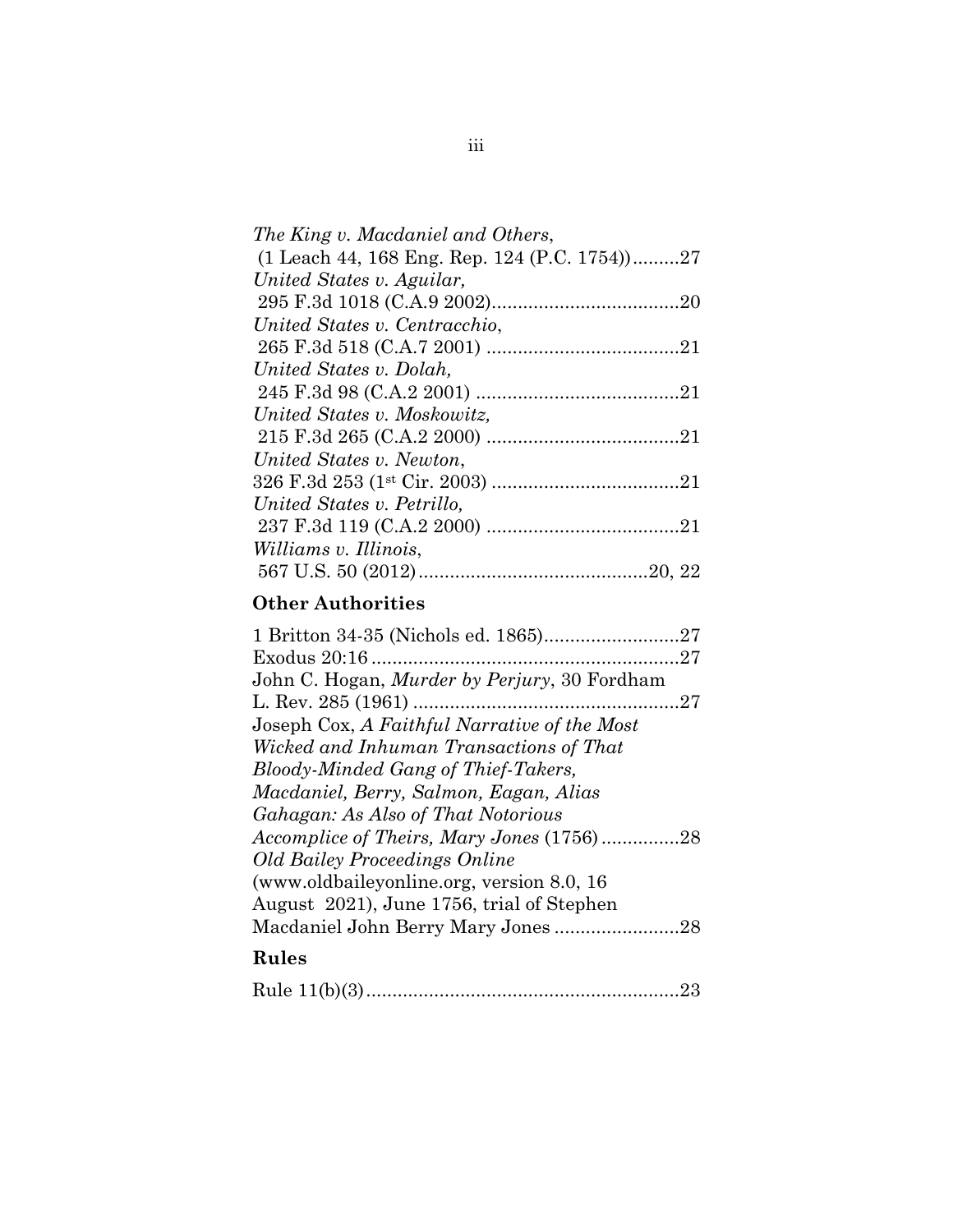*The King v. Macdaniel and Others*,
(1 Leach 44, 168 Eng. Rep. 124 (P.C. 1754)).........27

*United States v. Aguilar,*
295 F.3d 1018 (C.A.9 2002)....................................20

*United States v. Centracchio*,
265 F.3d 518 (C.A.7 2001) .....................................21

*United States v. Dolah,*
245 F.3d 98 (C.A.2 2001) .......................................21

*United States v. Moskowitz,*
215 F.3d 265 (C.A.2 2000) .....................................21

*United States v. Newton*,
326 F.3d 253 (1st Cir. 2003) ....................................21

*United States v. Petrillo,*
237 F.3d 119 (C.A.2 2000) .....................................21

*Williams v. Illinois*,
567 U.S. 50 (2012)............................................20, 22

## Other Authorities

1 Britton 34-35 (Nichols ed. 1865)..........................27

Exodus 20:16...........................................................27

John C. Hogan, *Murder by Perjury*, 30 Fordham L. Rev. 285 (1961) ...................................................27

Joseph Cox, *A Faithful Narrative of the Most Wicked and Inhuman Transactions of That Bloody-Minded Gang of Thief-Takers, Macdaniel, Berry, Salmon, Eagan, Alias Gahagan: As Also of That Notorious Accomplice of Theirs, Mary Jones* (1756)...............28

*Old Bailey Proceedings Online* (www.oldbaileyonline.org, version 8.0, 16 August 2021), June 1756, trial of Stephen Macdaniel John Berry Mary Jones ........................28

## Rules

Rule 11(b)(3)............................................................23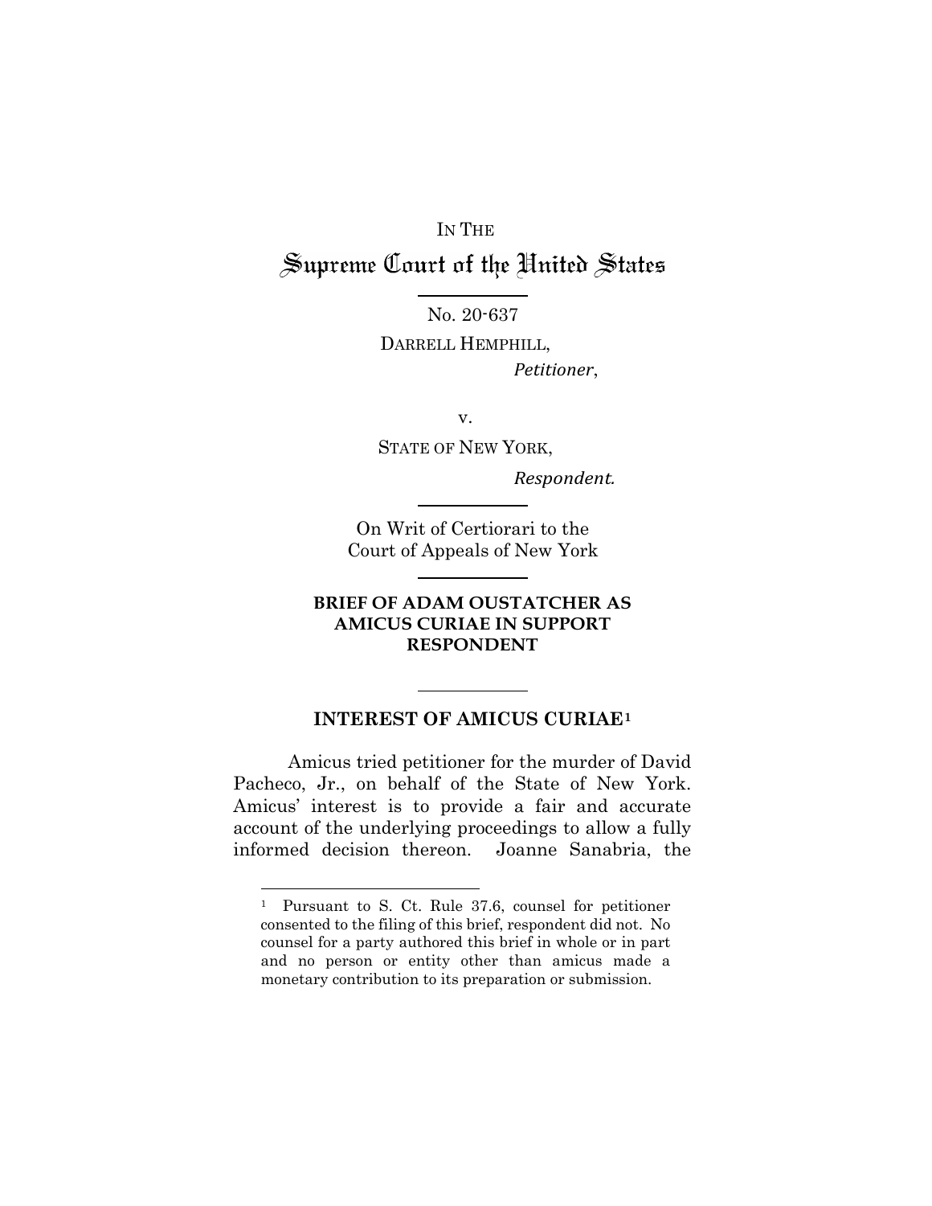IN THE

# Supreme Court of the United States

No. 20-637

DARRELL HEMPHILL,

*Petitioner*,

v.

STATE OF NEW YORK,

*Respondent.*

On Writ of Certiorari to the Court of Appeals of New York

**BRIEF OF ADAM OUSTATCHER AS AMICUS CURIAE IN SUPPORT RESPONDENT**

## INTEREST OF AMICUS CURIAE[1]

Amicus tried petitioner for the murder of David Pacheco, Jr., on behalf of the State of New York. Amicus' interest is to provide a fair and accurate account of the underlying proceedings to allow a fully informed decision thereon. Joanne Sanabria, the

[1] Pursuant to S. Ct. Rule 37.6, counsel for petitioner consented to the filing of this brief, respondent did not. No counsel for a party authored this brief in whole or in part and no person or entity other than amicus made a monetary contribution to its preparation or submission.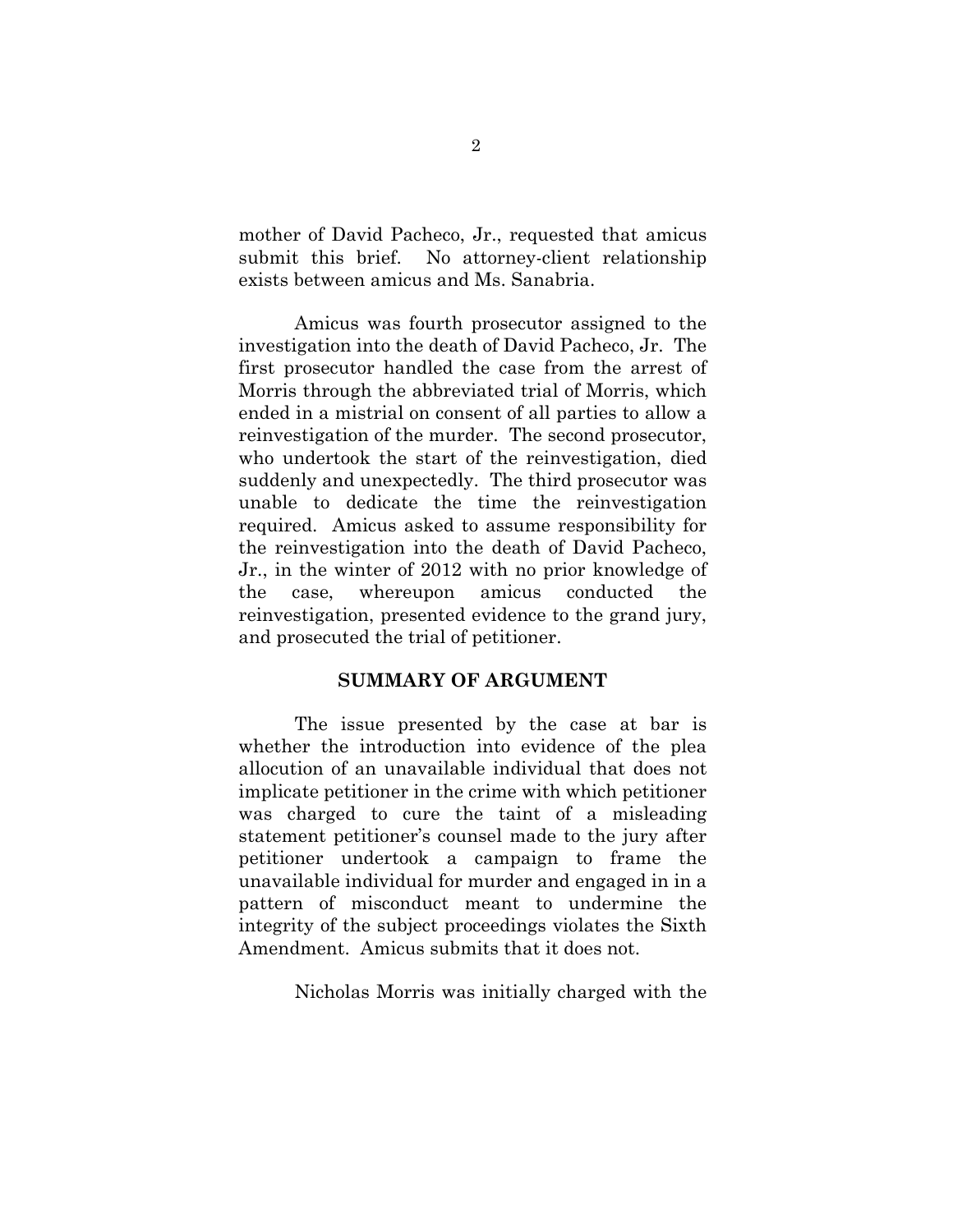mother of David Pacheco, Jr., requested that amicus submit this brief. No attorney-client relationship exists between amicus and Ms. Sanabria.

Amicus was fourth prosecutor assigned to the investigation into the death of David Pacheco, Jr. The first prosecutor handled the case from the arrest of Morris through the abbreviated trial of Morris, which ended in a mistrial on consent of all parties to allow a reinvestigation of the murder. The second prosecutor, who undertook the start of the reinvestigation, died suddenly and unexpectedly. The third prosecutor was unable to dedicate the time the reinvestigation required. Amicus asked to assume responsibility for the reinvestigation into the death of David Pacheco, Jr., in the winter of 2012 with no prior knowledge of the case, whereupon amicus conducted the reinvestigation, presented evidence to the grand jury, and prosecuted the trial of petitioner.

## SUMMARY OF ARGUMENT

The issue presented by the case at bar is whether the introduction into evidence of the plea allocution of an unavailable individual that does not implicate petitioner in the crime with which petitioner was charged to cure the taint of a misleading statement petitioner's counsel made to the jury after petitioner undertook a campaign to frame the unavailable individual for murder and engaged in in a pattern of misconduct meant to undermine the integrity of the subject proceedings violates the Sixth Amendment. Amicus submits that it does not.

Nicholas Morris was initially charged with the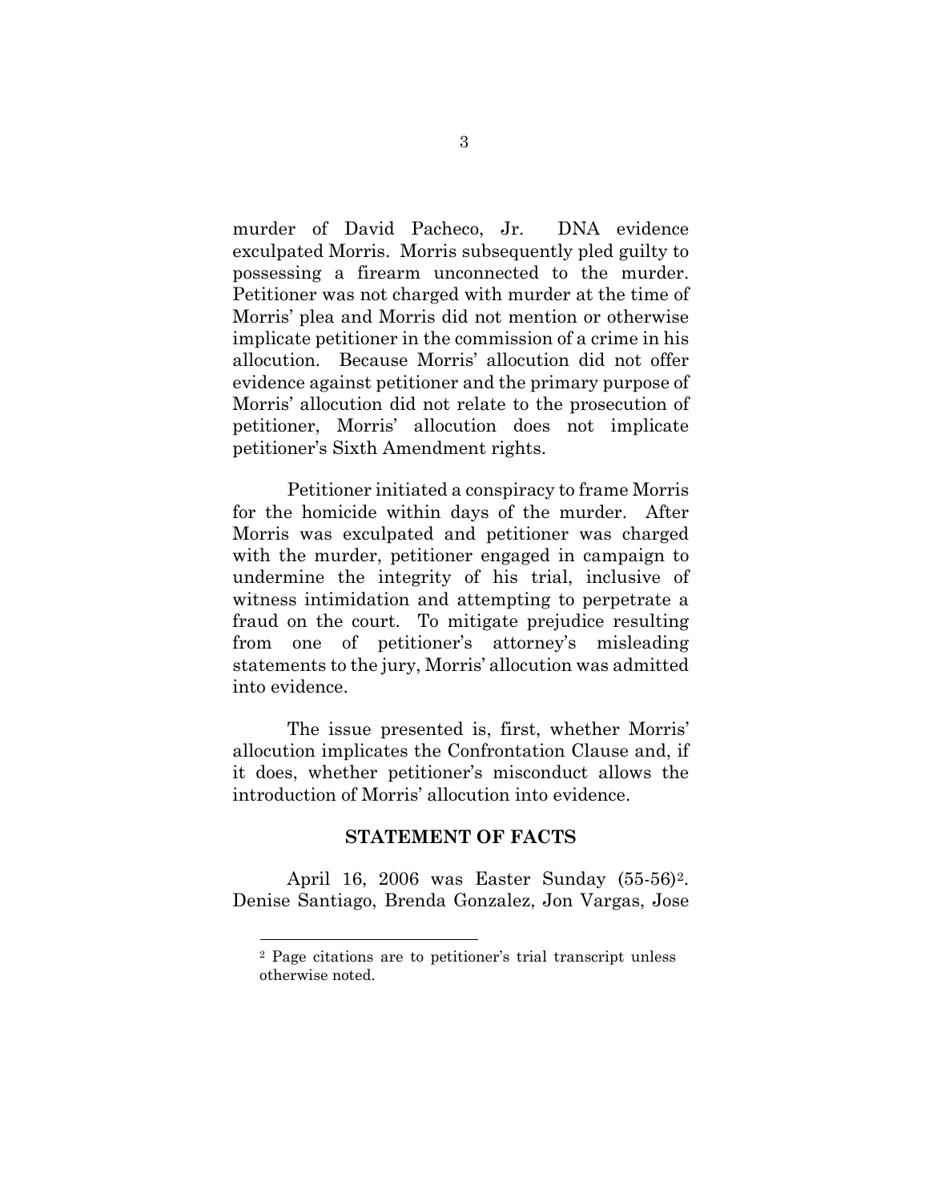murder of David Pacheco, Jr. DNA evidence exculpated Morris. Morris subsequently pled guilty to possessing a firearm unconnected to the murder. Petitioner was not charged with murder at the time of Morris' plea and Morris did not mention or otherwise implicate petitioner in the commission of a crime in his allocution. Because Morris' allocution did not offer evidence against petitioner and the primary purpose of Morris' allocution did not relate to the prosecution of petitioner, Morris' allocution does not implicate petitioner's Sixth Amendment rights.

Petitioner initiated a conspiracy to frame Morris for the homicide within days of the murder. After Morris was exculpated and petitioner was charged with the murder, petitioner engaged in campaign to undermine the integrity of his trial, inclusive of witness intimidation and attempting to perpetrate a fraud on the court. To mitigate prejudice resulting from one of petitioner's attorney's misleading statements to the jury, Morris' allocution was admitted into evidence.

The issue presented is, first, whether Morris' allocution implicates the Confrontation Clause and, if it does, whether petitioner's misconduct allows the introduction of Morris' allocution into evidence.

## STATEMENT OF FACTS

April 16, 2006 was Easter Sunday (55-56)[2]. Denise Santiago, Brenda Gonzalez, Jon Vargas, Jose

[2] Page citations are to petitioner's trial transcript unless otherwise noted.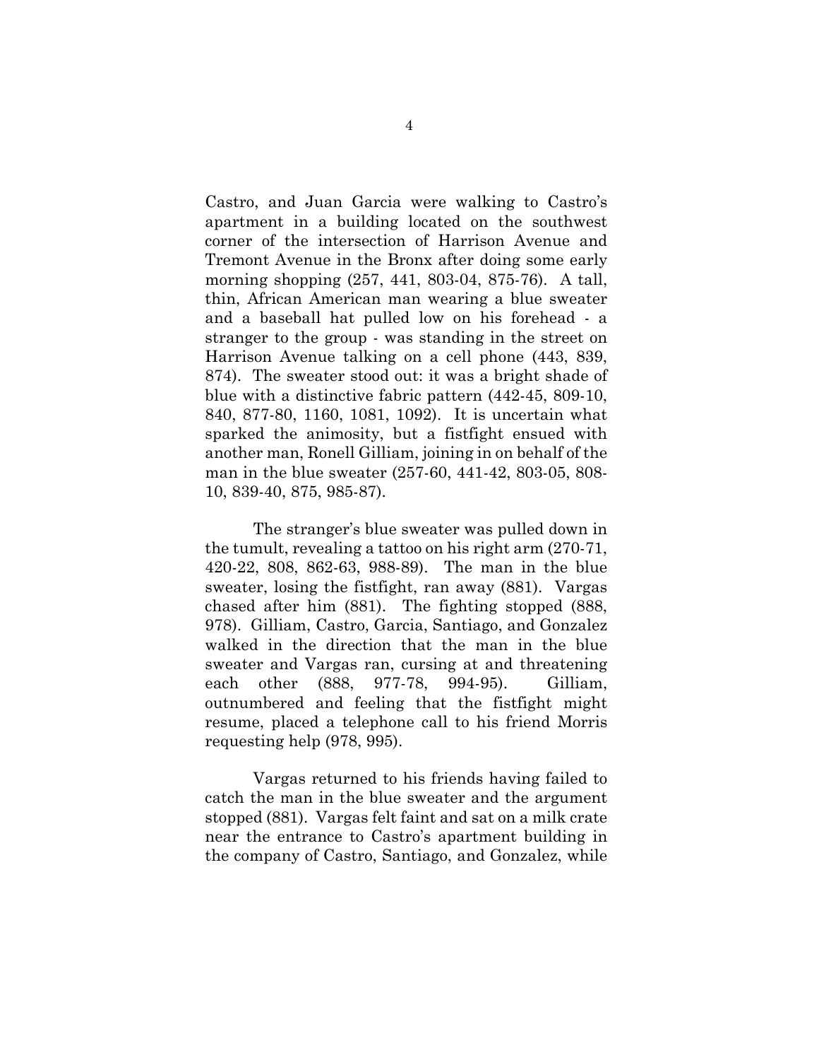Castro, and Juan Garcia were walking to Castro's apartment in a building located on the southwest corner of the intersection of Harrison Avenue and Tremont Avenue in the Bronx after doing some early morning shopping (257, 441, 803-04, 875-76). A tall, thin, African American man wearing a blue sweater and a baseball hat pulled low on his forehead - a stranger to the group - was standing in the street on Harrison Avenue talking on a cell phone (443, 839, 874). The sweater stood out: it was a bright shade of blue with a distinctive fabric pattern (442-45, 809-10, 840, 877-80, 1160, 1081, 1092). It is uncertain what sparked the animosity, but a fistfight ensued with another man, Ronell Gilliam, joining in on behalf of the man in the blue sweater (257-60, 441-42, 803-05, 808-10, 839-40, 875, 985-87).

The stranger's blue sweater was pulled down in the tumult, revealing a tattoo on his right arm (270-71, 420-22, 808, 862-63, 988-89). The man in the blue sweater, losing the fistfight, ran away (881). Vargas chased after him (881). The fighting stopped (888, 978). Gilliam, Castro, Garcia, Santiago, and Gonzalez walked in the direction that the man in the blue sweater and Vargas ran, cursing at and threatening each other (888, 977-78, 994-95). Gilliam, outnumbered and feeling that the fistfight might resume, placed a telephone call to his friend Morris requesting help (978, 995).

Vargas returned to his friends having failed to catch the man in the blue sweater and the argument stopped (881). Vargas felt faint and sat on a milk crate near the entrance to Castro's apartment building in the company of Castro, Santiago, and Gonzalez, while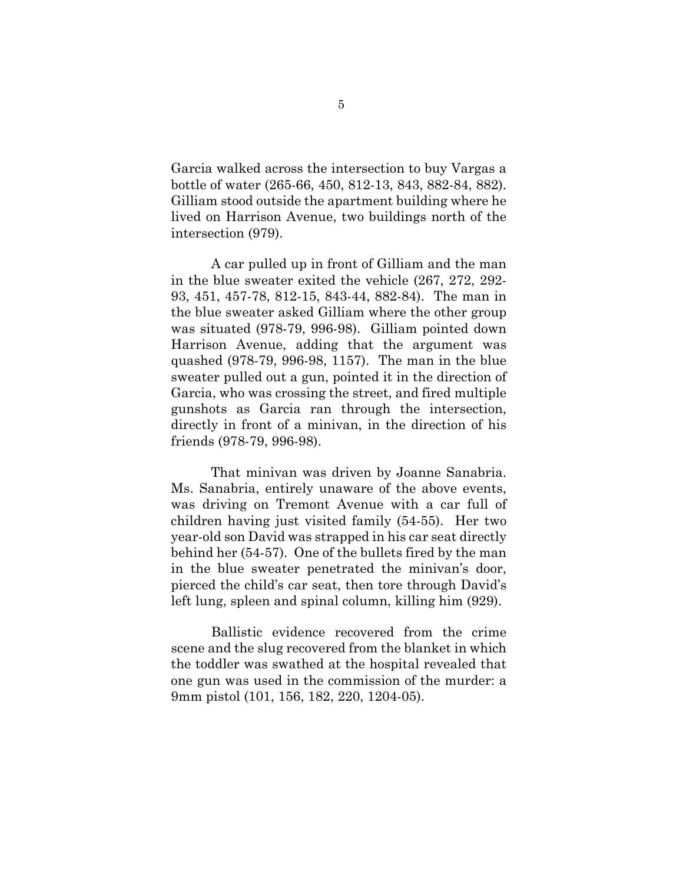Garcia walked across the intersection to buy Vargas a bottle of water (265-66, 450, 812-13, 843, 882-84, 882). Gilliam stood outside the apartment building where he lived on Harrison Avenue, two buildings north of the intersection (979).

A car pulled up in front of Gilliam and the man in the blue sweater exited the vehicle (267, 272, 292-93, 451, 457-78, 812-15, 843-44, 882-84). The man in the blue sweater asked Gilliam where the other group was situated (978-79, 996-98). Gilliam pointed down Harrison Avenue, adding that the argument was quashed (978-79, 996-98, 1157). The man in the blue sweater pulled out a gun, pointed it in the direction of Garcia, who was crossing the street, and fired multiple gunshots as Garcia ran through the intersection, directly in front of a minivan, in the direction of his friends (978-79, 996-98).

That minivan was driven by Joanne Sanabria. Ms. Sanabria, entirely unaware of the above events, was driving on Tremont Avenue with a car full of children having just visited family (54-55). Her two year-old son David was strapped in his car seat directly behind her (54-57). One of the bullets fired by the man in the blue sweater penetrated the minivan's door, pierced the child's car seat, then tore through David's left lung, spleen and spinal column, killing him (929).

Ballistic evidence recovered from the crime scene and the slug recovered from the blanket in which the toddler was swathed at the hospital revealed that one gun was used in the commission of the murder: a 9mm pistol (101, 156, 182, 220, 1204-05).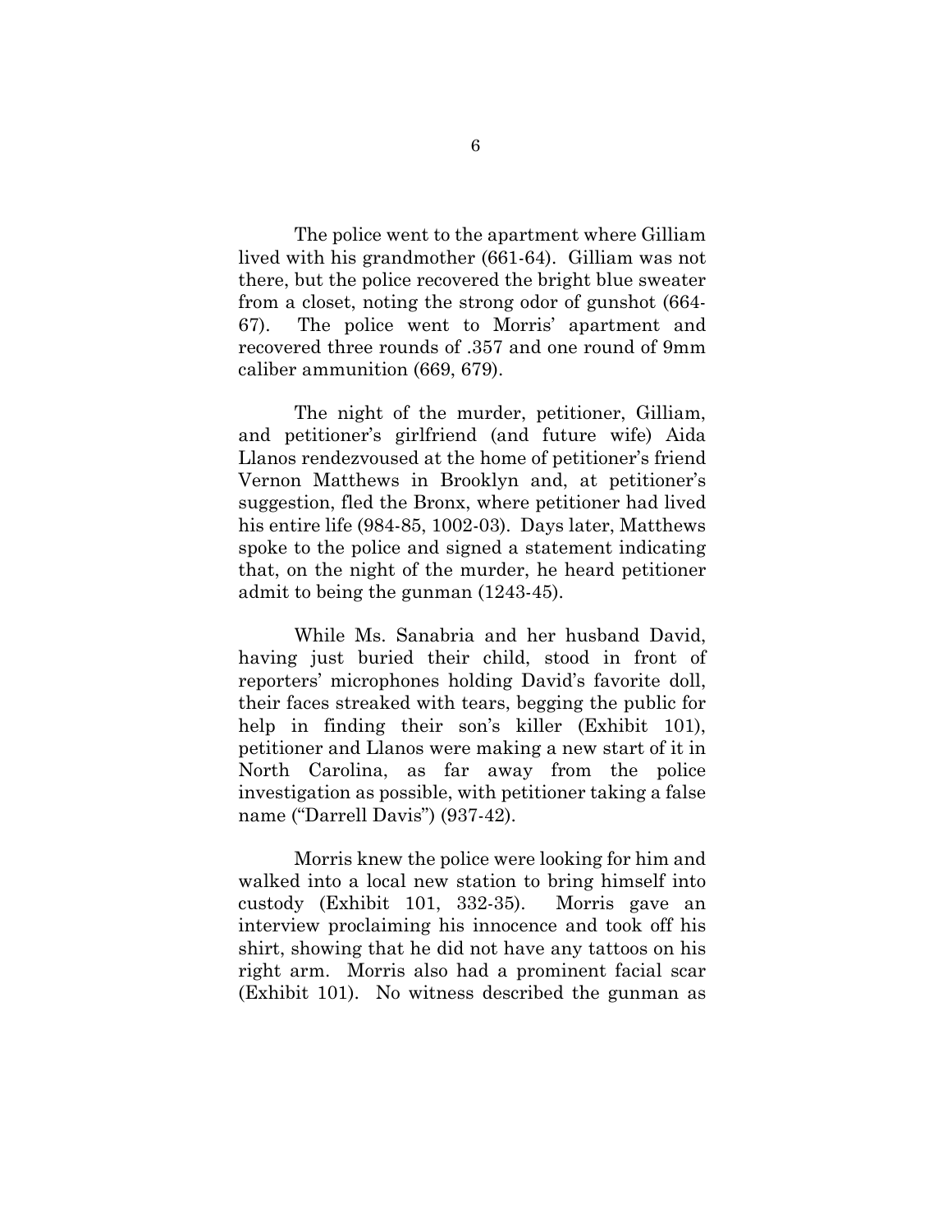The police went to the apartment where Gilliam lived with his grandmother (661-64). Gilliam was not there, but the police recovered the bright blue sweater from a closet, noting the strong odor of gunshot (664-67). The police went to Morris' apartment and recovered three rounds of .357 and one round of 9mm caliber ammunition (669, 679).

The night of the murder, petitioner, Gilliam, and petitioner's girlfriend (and future wife) Aida Llanos rendezvoused at the home of petitioner's friend Vernon Matthews in Brooklyn and, at petitioner's suggestion, fled the Bronx, where petitioner had lived his entire life (984-85, 1002-03). Days later, Matthews spoke to the police and signed a statement indicating that, on the night of the murder, he heard petitioner admit to being the gunman (1243-45).

While Ms. Sanabria and her husband David, having just buried their child, stood in front of reporters' microphones holding David's favorite doll, their faces streaked with tears, begging the public for help in finding their son's killer (Exhibit 101), petitioner and Llanos were making a new start of it in North Carolina, as far away from the police investigation as possible, with petitioner taking a false name ("Darrell Davis") (937-42).

Morris knew the police were looking for him and walked into a local new station to bring himself into custody (Exhibit 101, 332-35). Morris gave an interview proclaiming his innocence and took off his shirt, showing that he did not have any tattoos on his right arm. Morris also had a prominent facial scar (Exhibit 101). No witness described the gunman as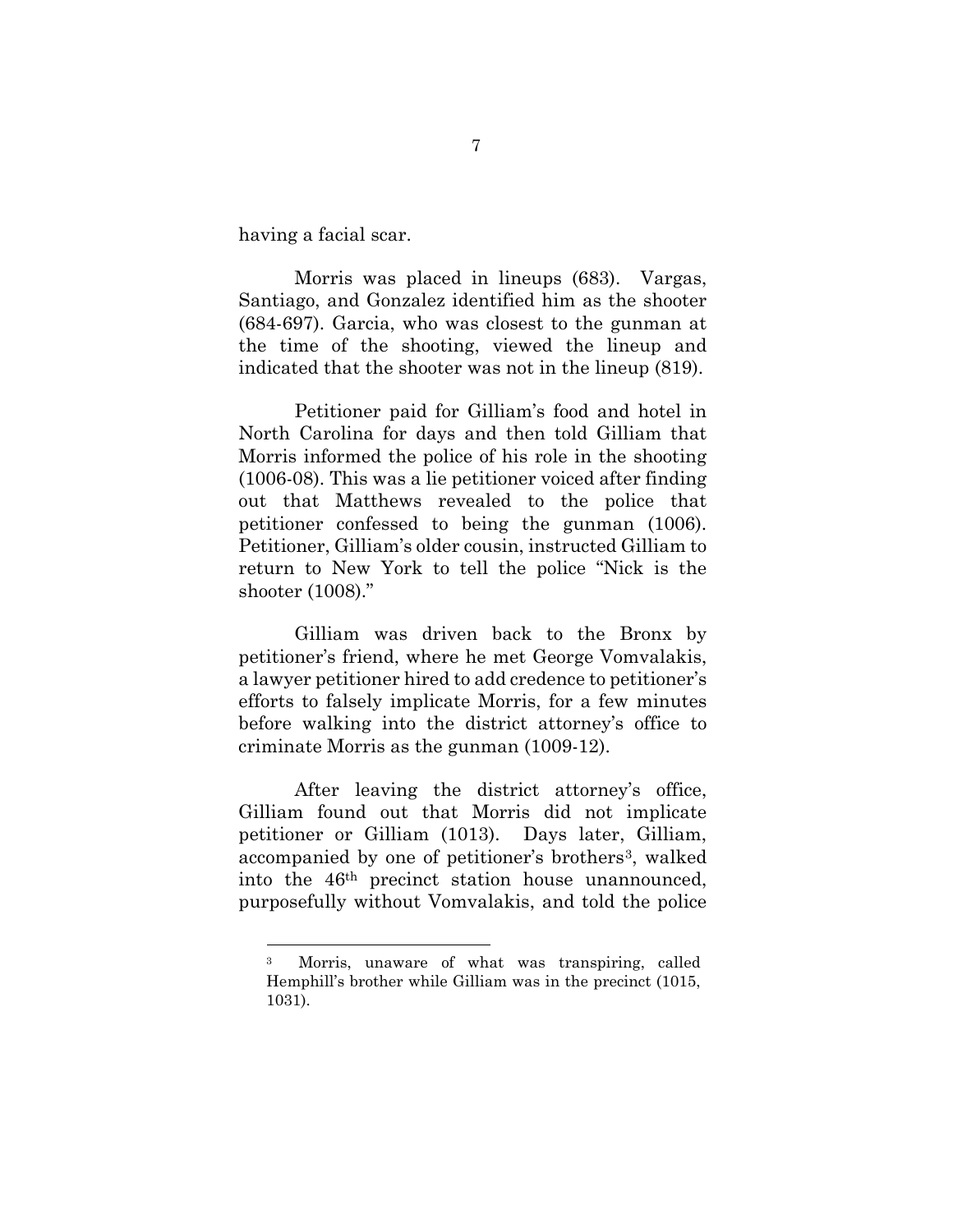having a facial scar.

Morris was placed in lineups (683). Vargas, Santiago, and Gonzalez identified him as the shooter (684-697). Garcia, who was closest to the gunman at the time of the shooting, viewed the lineup and indicated that the shooter was not in the lineup (819).

Petitioner paid for Gilliam's food and hotel in North Carolina for days and then told Gilliam that Morris informed the police of his role in the shooting (1006-08). This was a lie petitioner voiced after finding out that Matthews revealed to the police that petitioner confessed to being the gunman (1006). Petitioner, Gilliam's older cousin, instructed Gilliam to return to New York to tell the police "Nick is the shooter (1008)."

Gilliam was driven back to the Bronx by petitioner's friend, where he met George Vomvalakis, a lawyer petitioner hired to add credence to petitioner's efforts to falsely implicate Morris, for a few minutes before walking into the district attorney's office to criminate Morris as the gunman (1009-12).

After leaving the district attorney's office, Gilliam found out that Morris did not implicate petitioner or Gilliam (1013). Days later, Gilliam, accompanied by one of petitioner's brothers[3], walked into the 46th precinct station house unannounced, purposefully without Vomvalakis, and told the police

[3] Morris, unaware of what was transpiring, called Hemphill's brother while Gilliam was in the precinct (1015, 1031).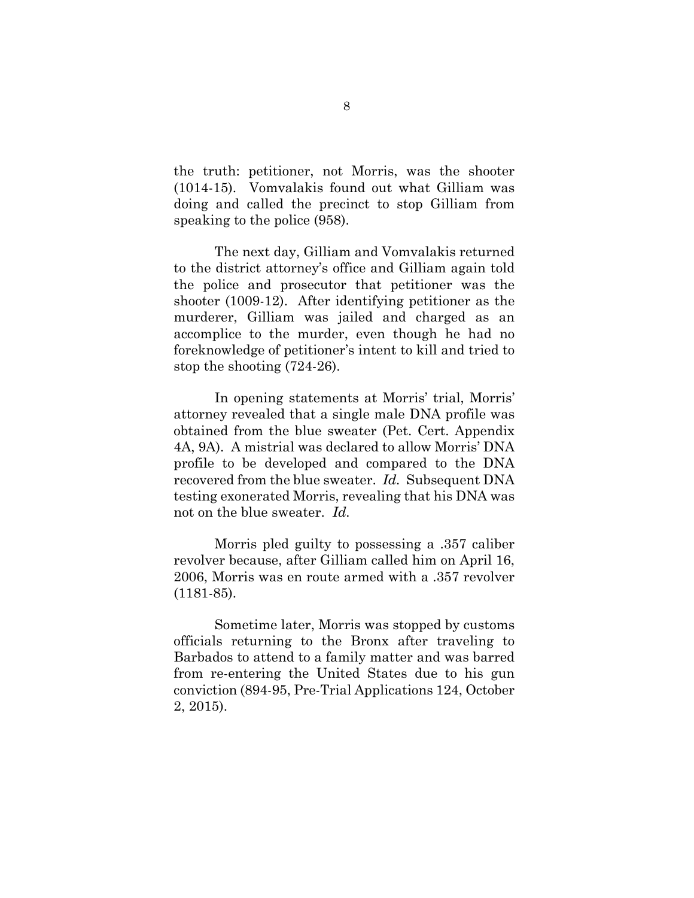the truth: petitioner, not Morris, was the shooter (1014-15). Vomvalakis found out what Gilliam was doing and called the precinct to stop Gilliam from speaking to the police (958).

The next day, Gilliam and Vomvalakis returned to the district attorney's office and Gilliam again told the police and prosecutor that petitioner was the shooter (1009-12). After identifying petitioner as the murderer, Gilliam was jailed and charged as an accomplice to the murder, even though he had no foreknowledge of petitioner's intent to kill and tried to stop the shooting (724-26).

In opening statements at Morris' trial, Morris' attorney revealed that a single male DNA profile was obtained from the blue sweater (Pet. Cert. Appendix 4A, 9A). A mistrial was declared to allow Morris' DNA profile to be developed and compared to the DNA recovered from the blue sweater. *Id.* Subsequent DNA testing exonerated Morris, revealing that his DNA was not on the blue sweater. *Id.*

Morris pled guilty to possessing a .357 caliber revolver because, after Gilliam called him on April 16, 2006, Morris was en route armed with a .357 revolver (1181-85).

Sometime later, Morris was stopped by customs officials returning to the Bronx after traveling to Barbados to attend to a family matter and was barred from re-entering the United States due to his gun conviction (894-95, Pre-Trial Applications 124, October 2, 2015).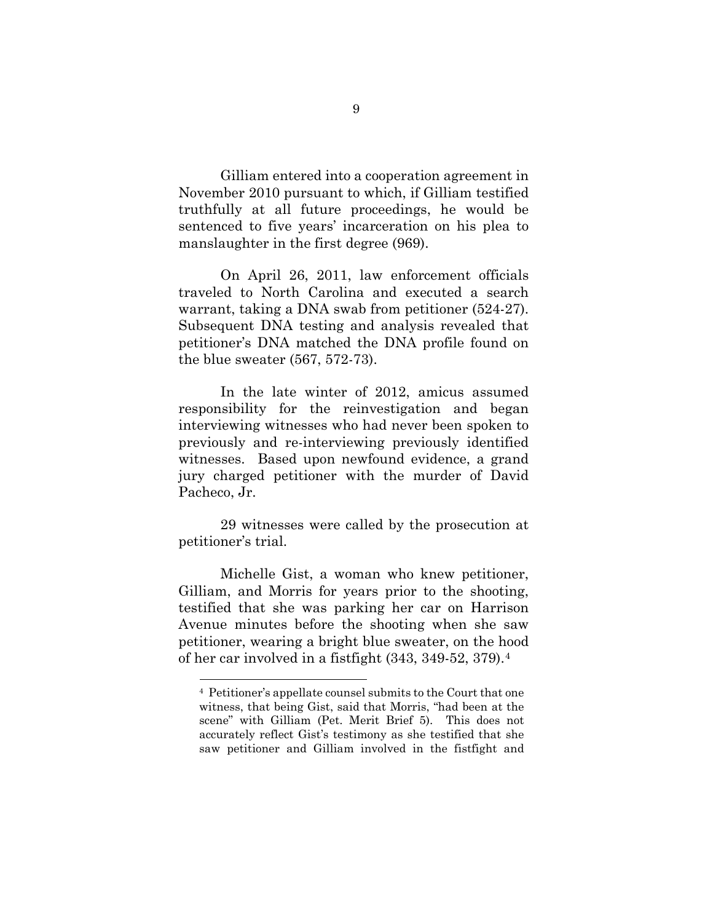Gilliam entered into a cooperation agreement in November 2010 pursuant to which, if Gilliam testified truthfully at all future proceedings, he would be sentenced to five years' incarceration on his plea to manslaughter in the first degree (969).

On April 26, 2011, law enforcement officials traveled to North Carolina and executed a search warrant, taking a DNA swab from petitioner (524-27). Subsequent DNA testing and analysis revealed that petitioner's DNA matched the DNA profile found on the blue sweater (567, 572-73).

In the late winter of 2012, amicus assumed responsibility for the reinvestigation and began interviewing witnesses who had never been spoken to previously and re-interviewing previously identified witnesses. Based upon newfound evidence, a grand jury charged petitioner with the murder of David Pacheco, Jr.

29 witnesses were called by the prosecution at petitioner's trial.

Michelle Gist, a woman who knew petitioner, Gilliam, and Morris for years prior to the shooting, testified that she was parking her car on Harrison Avenue minutes before the shooting when she saw petitioner, wearing a bright blue sweater, on the hood of her car involved in a fistfight (343, 349-52, 379).[4]

[4] Petitioner's appellate counsel submits to the Court that one witness, that being Gist, said that Morris, "had been at the scene" with Gilliam (Pet. Merit Brief 5). This does not accurately reflect Gist's testimony as she testified that she saw petitioner and Gilliam involved in the fistfight and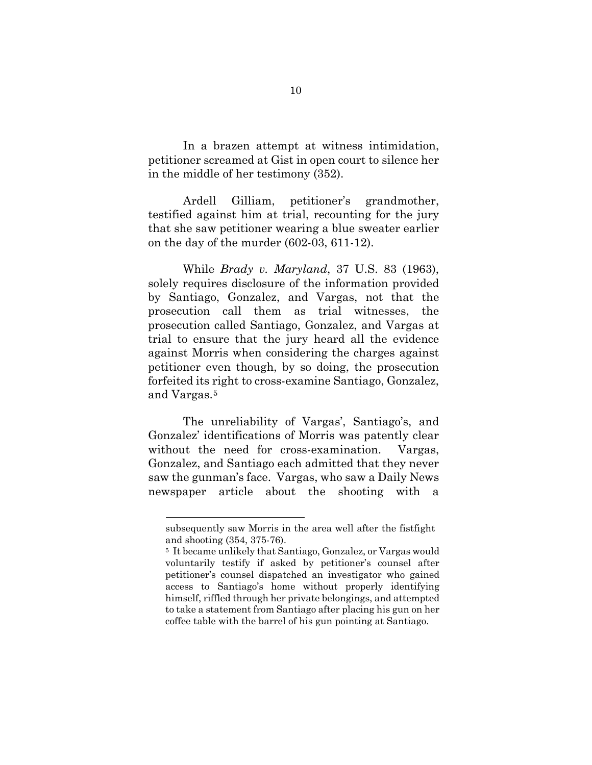In a brazen attempt at witness intimidation, petitioner screamed at Gist in open court to silence her in the middle of her testimony (352).

Ardell Gilliam, petitioner's grandmother, testified against him at trial, recounting for the jury that she saw petitioner wearing a blue sweater earlier on the day of the murder (602-03, 611-12).

While *Brady v. Maryland*, 37 U.S. 83 (1963), solely requires disclosure of the information provided by Santiago, Gonzalez, and Vargas, not that the prosecution call them as trial witnesses, the prosecution called Santiago, Gonzalez, and Vargas at trial to ensure that the jury heard all the evidence against Morris when considering the charges against petitioner even though, by so doing, the prosecution forfeited its right to cross-examine Santiago, Gonzalez, and Vargas.[5]

The unreliability of Vargas', Santiago's, and Gonzalez' identifications of Morris was patently clear without the need for cross-examination. Vargas, Gonzalez, and Santiago each admitted that they never saw the gunman's face. Vargas, who saw a Daily News newspaper article about the shooting with a

---

subsequently saw Morris in the area well after the fistfight and shooting (354, 375-76).

[5] It became unlikely that Santiago, Gonzalez, or Vargas would voluntarily testify if asked by petitioner's counsel after petitioner's counsel dispatched an investigator who gained access to Santiago's home without properly identifying himself, riffled through her private belongings, and attempted to take a statement from Santiago after placing his gun on her coffee table with the barrel of his gun pointing at Santiago.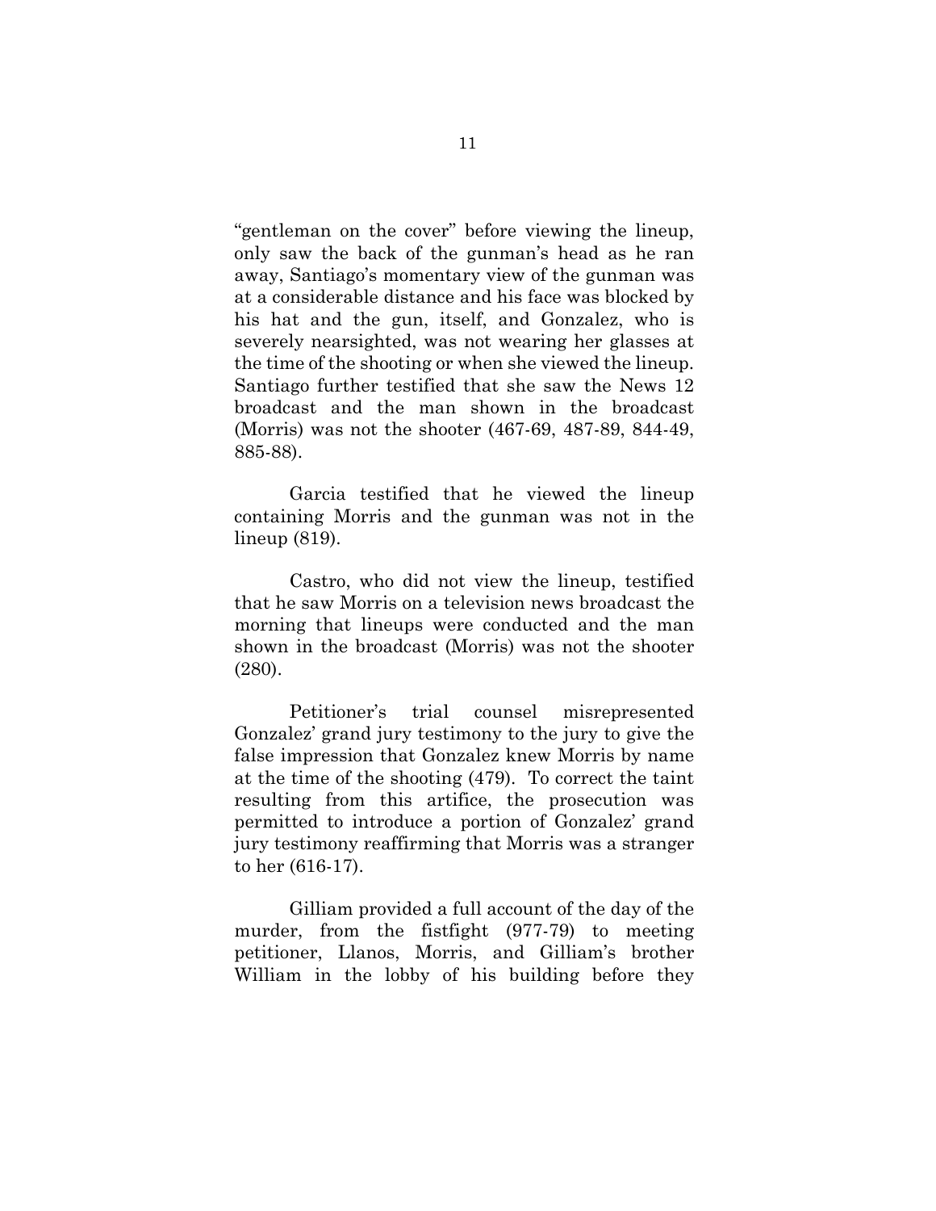"gentleman on the cover" before viewing the lineup, only saw the back of the gunman's head as he ran away, Santiago's momentary view of the gunman was at a considerable distance and his face was blocked by his hat and the gun, itself, and Gonzalez, who is severely nearsighted, was not wearing her glasses at the time of the shooting or when she viewed the lineup. Santiago further testified that she saw the News 12 broadcast and the man shown in the broadcast (Morris) was not the shooter (467-69, 487-89, 844-49, 885-88).

Garcia testified that he viewed the lineup containing Morris and the gunman was not in the lineup (819).

Castro, who did not view the lineup, testified that he saw Morris on a television news broadcast the morning that lineups were conducted and the man shown in the broadcast (Morris) was not the shooter (280).

Petitioner's trial counsel misrepresented Gonzalez' grand jury testimony to the jury to give the false impression that Gonzalez knew Morris by name at the time of the shooting (479). To correct the taint resulting from this artifice, the prosecution was permitted to introduce a portion of Gonzalez' grand jury testimony reaffirming that Morris was a stranger to her (616-17).

Gilliam provided a full account of the day of the murder, from the fistfight (977-79) to meeting petitioner, Llanos, Morris, and Gilliam's brother William in the lobby of his building before they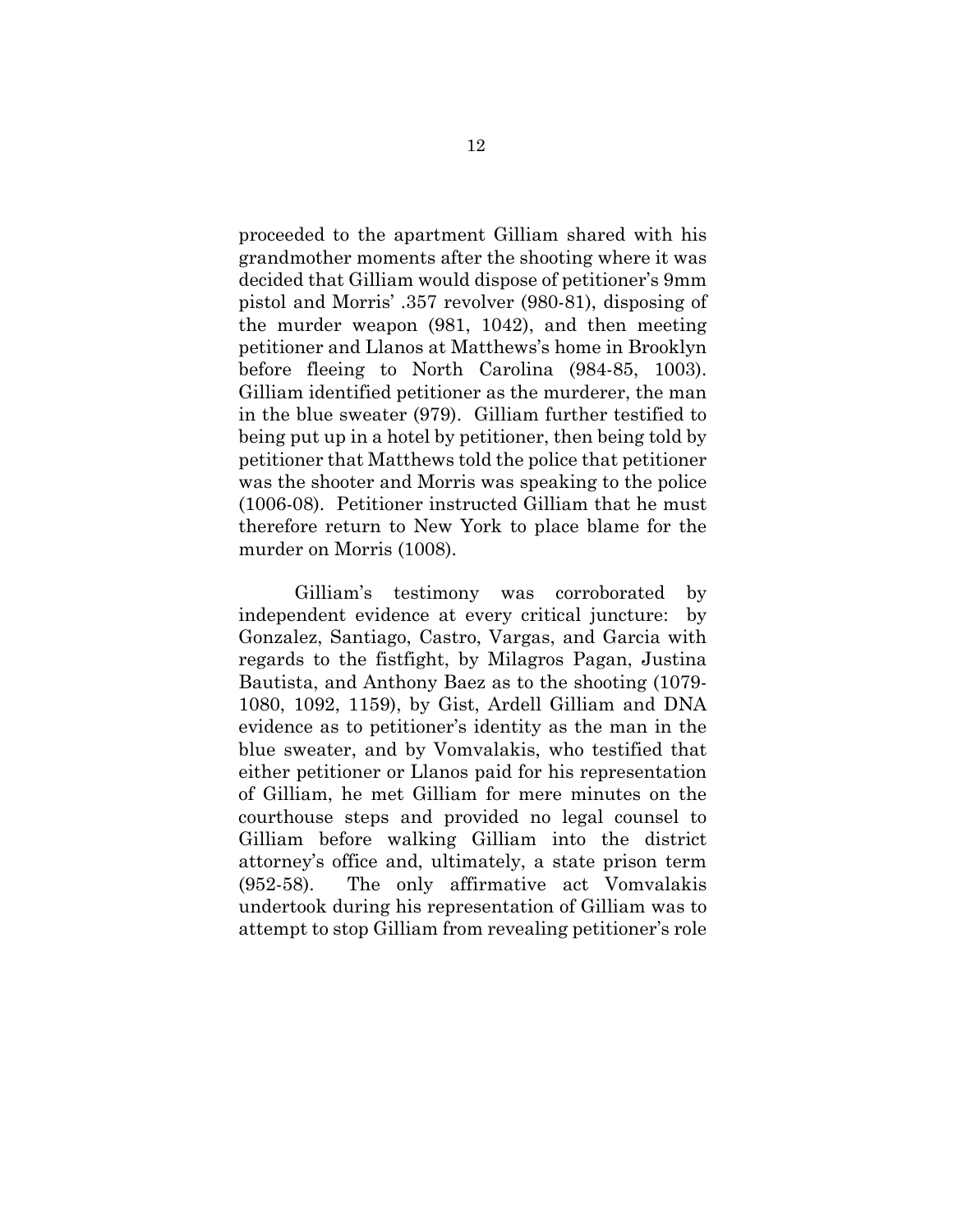proceeded to the apartment Gilliam shared with his grandmother moments after the shooting where it was decided that Gilliam would dispose of petitioner's 9mm pistol and Morris' .357 revolver (980-81), disposing of the murder weapon (981, 1042), and then meeting petitioner and Llanos at Matthews's home in Brooklyn before fleeing to North Carolina (984-85, 1003). Gilliam identified petitioner as the murderer, the man in the blue sweater (979). Gilliam further testified to being put up in a hotel by petitioner, then being told by petitioner that Matthews told the police that petitioner was the shooter and Morris was speaking to the police (1006-08). Petitioner instructed Gilliam that he must therefore return to New York to place blame for the murder on Morris (1008).

Gilliam's testimony was corroborated by independent evidence at every critical juncture: by Gonzalez, Santiago, Castro, Vargas, and Garcia with regards to the fistfight, by Milagros Pagan, Justina Bautista, and Anthony Baez as to the shooting (1079-1080, 1092, 1159), by Gist, Ardell Gilliam and DNA evidence as to petitioner's identity as the man in the blue sweater, and by Vomvalakis, who testified that either petitioner or Llanos paid for his representation of Gilliam, he met Gilliam for mere minutes on the courthouse steps and provided no legal counsel to Gilliam before walking Gilliam into the district attorney's office and, ultimately, a state prison term (952-58). The only affirmative act Vomvalakis undertook during his representation of Gilliam was to attempt to stop Gilliam from revealing petitioner's role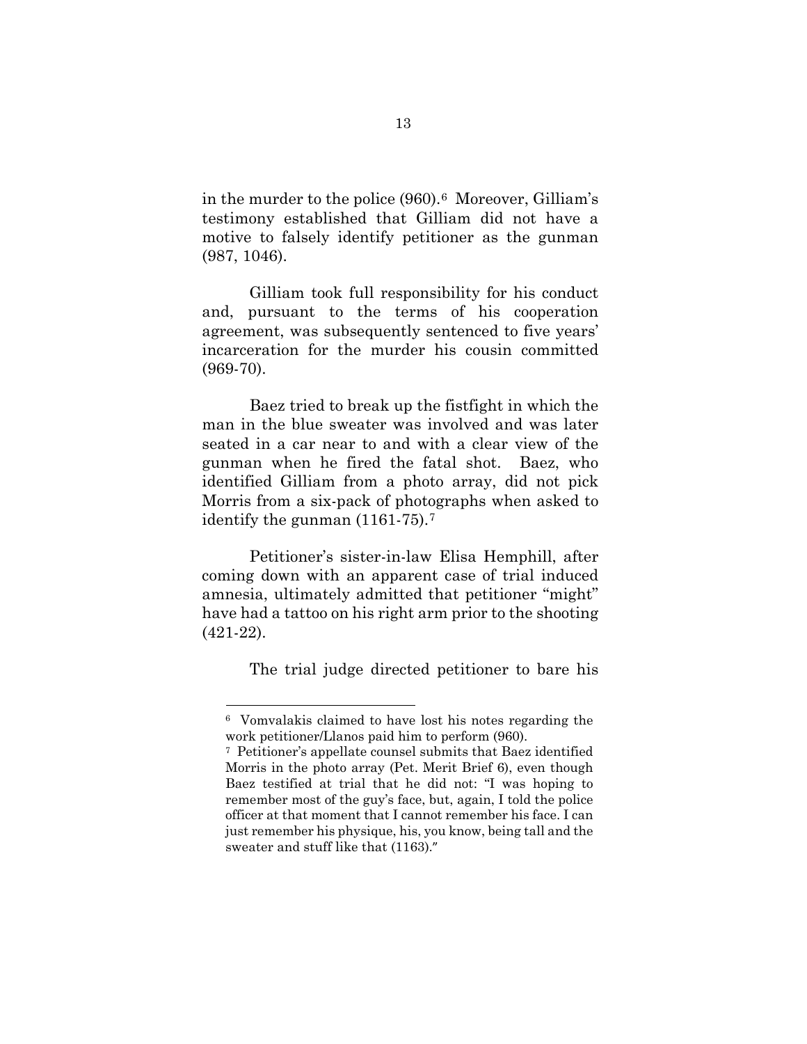in the murder to the police (960).[6] Moreover, Gilliam's testimony established that Gilliam did not have a motive to falsely identify petitioner as the gunman (987, 1046).

Gilliam took full responsibility for his conduct and, pursuant to the terms of his cooperation agreement, was subsequently sentenced to five years' incarceration for the murder his cousin committed (969-70).

Baez tried to break up the fistfight in which the man in the blue sweater was involved and was later seated in a car near to and with a clear view of the gunman when he fired the fatal shot. Baez, who identified Gilliam from a photo array, did not pick Morris from a six-pack of photographs when asked to identify the gunman (1161-75).[7]

Petitioner's sister-in-law Elisa Hemphill, after coming down with an apparent case of trial induced amnesia, ultimately admitted that petitioner "might" have had a tattoo on his right arm prior to the shooting (421-22).

The trial judge directed petitioner to bare his

---

[6] Vomvalakis claimed to have lost his notes regarding the work petitioner/Llanos paid him to perform (960).

[7] Petitioner's appellate counsel submits that Baez identified Morris in the photo array (Pet. Merit Brief 6), even though Baez testified at trial that he did not: "I was hoping to remember most of the guy's face, but, again, I told the police officer at that moment that I cannot remember his face. I can just remember his physique, his, you know, being tall and the sweater and stuff like that (1163)."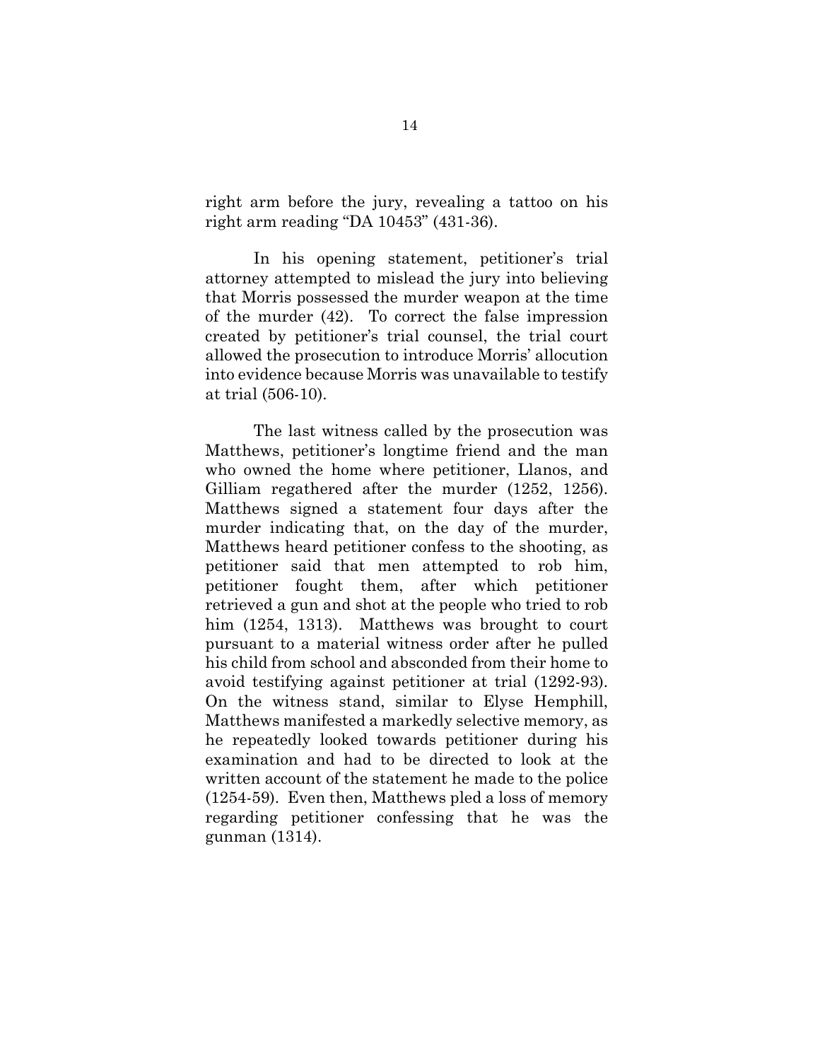right arm before the jury, revealing a tattoo on his right arm reading "DA 10453" (431-36).

In his opening statement, petitioner's trial attorney attempted to mislead the jury into believing that Morris possessed the murder weapon at the time of the murder (42). To correct the false impression created by petitioner's trial counsel, the trial court allowed the prosecution to introduce Morris' allocution into evidence because Morris was unavailable to testify at trial (506-10).

The last witness called by the prosecution was Matthews, petitioner's longtime friend and the man who owned the home where petitioner, Llanos, and Gilliam regathered after the murder (1252, 1256). Matthews signed a statement four days after the murder indicating that, on the day of the murder, Matthews heard petitioner confess to the shooting, as petitioner said that men attempted to rob him, petitioner fought them, after which petitioner retrieved a gun and shot at the people who tried to rob him (1254, 1313). Matthews was brought to court pursuant to a material witness order after he pulled his child from school and absconded from their home to avoid testifying against petitioner at trial (1292-93). On the witness stand, similar to Elyse Hemphill, Matthews manifested a markedly selective memory, as he repeatedly looked towards petitioner during his examination and had to be directed to look at the written account of the statement he made to the police (1254-59). Even then, Matthews pled a loss of memory regarding petitioner confessing that he was the gunman (1314).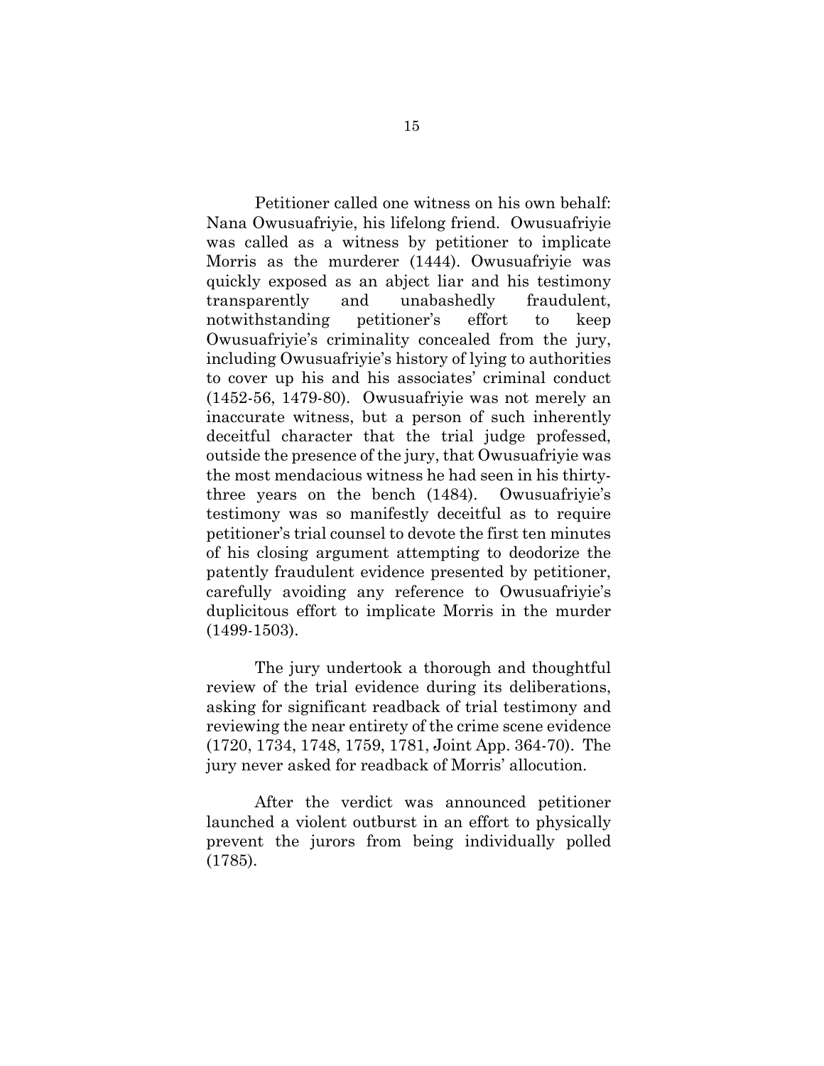Petitioner called one witness on his own behalf: Nana Owusuafriyie, his lifelong friend. Owusuafriyie was called as a witness by petitioner to implicate Morris as the murderer (1444). Owusuafriyie was quickly exposed as an abject liar and his testimony transparently and unabashedly fraudulent, notwithstanding petitioner's effort to keep Owusuafriyie's criminality concealed from the jury, including Owusuafriyie's history of lying to authorities to cover up his and his associates' criminal conduct (1452-56, 1479-80). Owusuafriyie was not merely an inaccurate witness, but a person of such inherently deceitful character that the trial judge professed, outside the presence of the jury, that Owusuafriyie was the most mendacious witness he had seen in his thirty-three years on the bench (1484). Owusuafriyie's testimony was so manifestly deceitful as to require petitioner's trial counsel to devote the first ten minutes of his closing argument attempting to deodorize the patently fraudulent evidence presented by petitioner, carefully avoiding any reference to Owusuafriyie's duplicitous effort to implicate Morris in the murder (1499-1503).

The jury undertook a thorough and thoughtful review of the trial evidence during its deliberations, asking for significant readback of trial testimony and reviewing the near entirety of the crime scene evidence (1720, 1734, 1748, 1759, 1781, Joint App. 364-70). The jury never asked for readback of Morris' allocution.

After the verdict was announced petitioner launched a violent outburst in an effort to physically prevent the jurors from being individually polled (1785).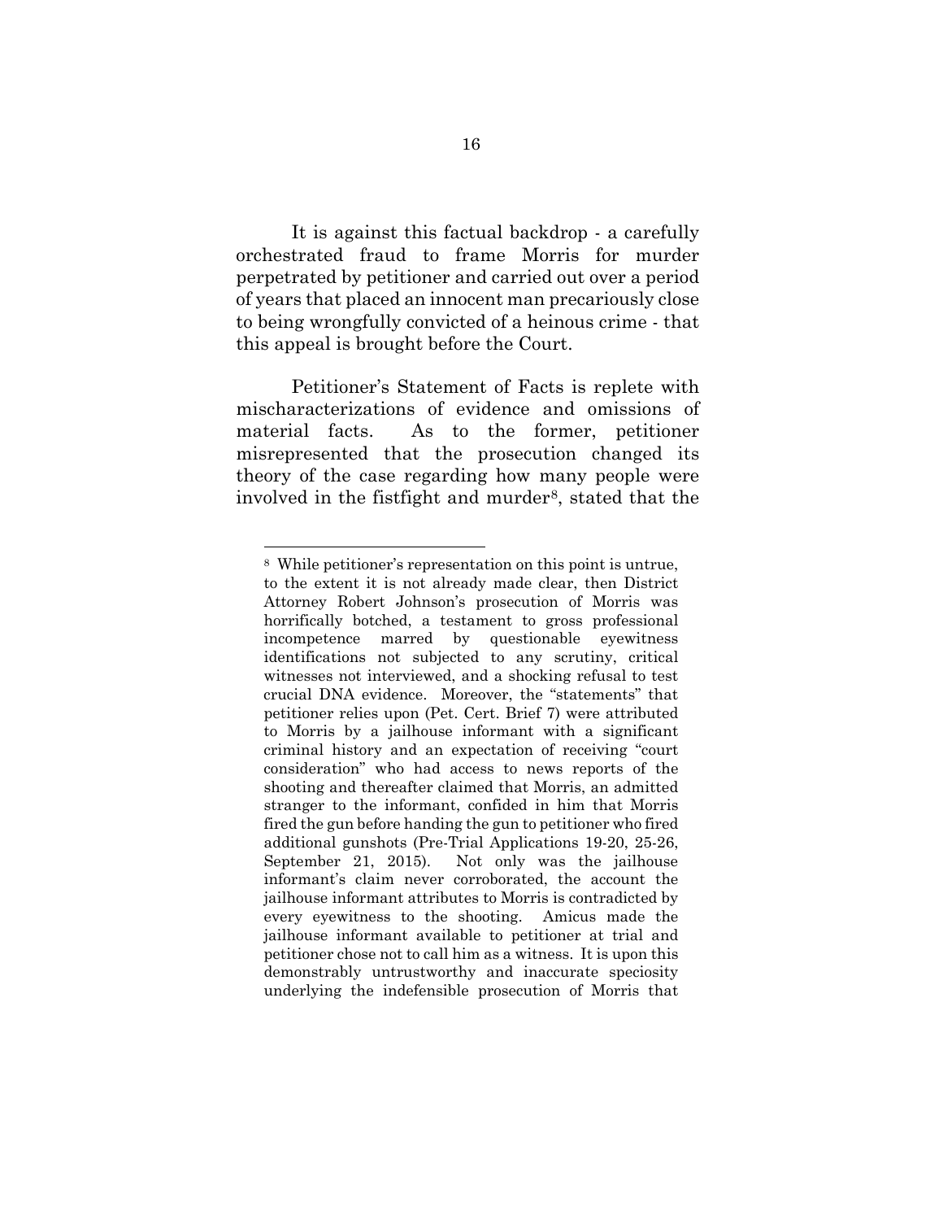It is against this factual backdrop - a carefully orchestrated fraud to frame Morris for murder perpetrated by petitioner and carried out over a period of years that placed an innocent man precariously close to being wrongfully convicted of a heinous crime - that this appeal is brought before the Court.

Petitioner's Statement of Facts is replete with mischaracterizations of evidence and omissions of material facts. As to the former, petitioner misrepresented that the prosecution changed its theory of the case regarding how many people were involved in the fistfight and murder[8], stated that the

---

[8] While petitioner's representation on this point is untrue, to the extent it is not already made clear, then District Attorney Robert Johnson's prosecution of Morris was horrifically botched, a testament to gross professional incompetence marred by questionable eyewitness identifications not subjected to any scrutiny, critical witnesses not interviewed, and a shocking refusal to test crucial DNA evidence. Moreover, the "statements" that petitioner relies upon (Pet. Cert. Brief 7) were attributed to Morris by a jailhouse informant with a significant criminal history and an expectation of receiving "court consideration" who had access to news reports of the shooting and thereafter claimed that Morris, an admitted stranger to the informant, confided in him that Morris fired the gun before handing the gun to petitioner who fired additional gunshots (Pre-Trial Applications 19-20, 25-26, September 21, 2015). Not only was the jailhouse informant's claim never corroborated, the account the jailhouse informant attributes to Morris is contradicted by every eyewitness to the shooting. Amicus made the jailhouse informant available to petitioner at trial and petitioner chose not to call him as a witness. It is upon this demonstrably untrustworthy and inaccurate speciosity underlying the indefensible prosecution of Morris that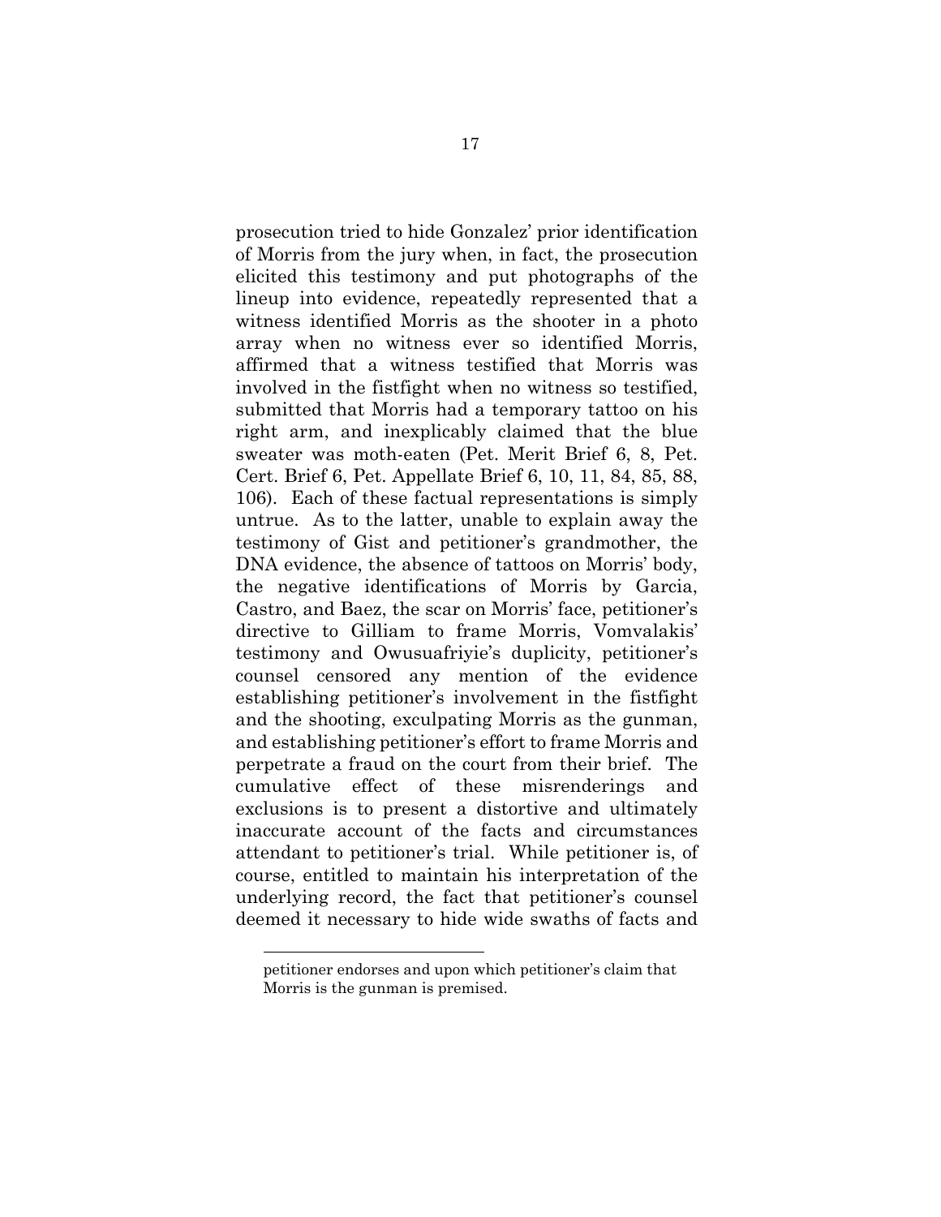prosecution tried to hide Gonzalez' prior identification of Morris from the jury when, in fact, the prosecution elicited this testimony and put photographs of the lineup into evidence, repeatedly represented that a witness identified Morris as the shooter in a photo array when no witness ever so identified Morris, affirmed that a witness testified that Morris was involved in the fistfight when no witness so testified, submitted that Morris had a temporary tattoo on his right arm, and inexplicably claimed that the blue sweater was moth-eaten (Pet. Merit Brief 6, 8, Pet. Cert. Brief 6, Pet. Appellate Brief 6, 10, 11, 84, 85, 88, 106). Each of these factual representations is simply untrue. As to the latter, unable to explain away the testimony of Gist and petitioner's grandmother, the DNA evidence, the absence of tattoos on Morris' body, the negative identifications of Morris by Garcia, Castro, and Baez, the scar on Morris' face, petitioner's directive to Gilliam to frame Morris, Vomvalakis' testimony and Owusuafriyie's duplicity, petitioner's counsel censored any mention of the evidence establishing petitioner's involvement in the fistfight and the shooting, exculpating Morris as the gunman, and establishing petitioner's effort to frame Morris and perpetrate a fraud on the court from their brief. The cumulative effect of these misrenderings and exclusions is to present a distortive and ultimately inaccurate account of the facts and circumstances attendant to petitioner's trial. While petitioner is, of course, entitled to maintain his interpretation of the underlying record, the fact that petitioner's counsel deemed it necessary to hide wide swaths of facts and

---

petitioner endorses and upon which petitioner's claim that Morris is the gunman is premised.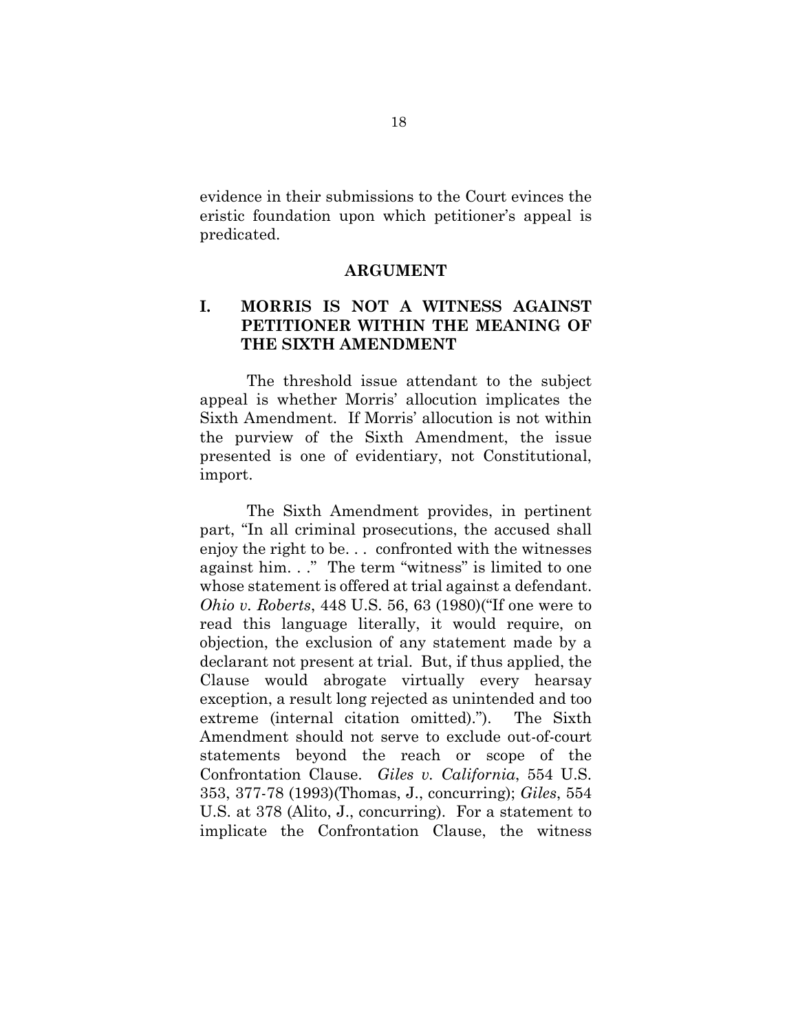evidence in their submissions to the Court evinces the eristic foundation upon which petitioner's appeal is predicated.

## ARGUMENT

### I. MORRIS IS NOT A WITNESS AGAINST PETITIONER WITHIN THE MEANING OF THE SIXTH AMENDMENT

The threshold issue attendant to the subject appeal is whether Morris' allocution implicates the Sixth Amendment. If Morris' allocution is not within the purview of the Sixth Amendment, the issue presented is one of evidentiary, not Constitutional, import.

The Sixth Amendment provides, in pertinent part, "In all criminal prosecutions, the accused shall enjoy the right to be. . . confronted with the witnesses against him. . ." The term "witness" is limited to one whose statement is offered at trial against a defendant. *Ohio v. Roberts*, 448 U.S. 56, 63 (1980)("If one were to read this language literally, it would require, on objection, the exclusion of any statement made by a declarant not present at trial. But, if thus applied, the Clause would abrogate virtually every hearsay exception, a result long rejected as unintended and too extreme (internal citation omitted)."). The Sixth Amendment should not serve to exclude out-of-court statements beyond the reach or scope of the Confrontation Clause. *Giles v. California*, 554 U.S. 353, 377-78 (1993)(Thomas, J., concurring); *Giles*, 554 U.S. at 378 (Alito, J., concurring). For a statement to implicate the Confrontation Clause, the witness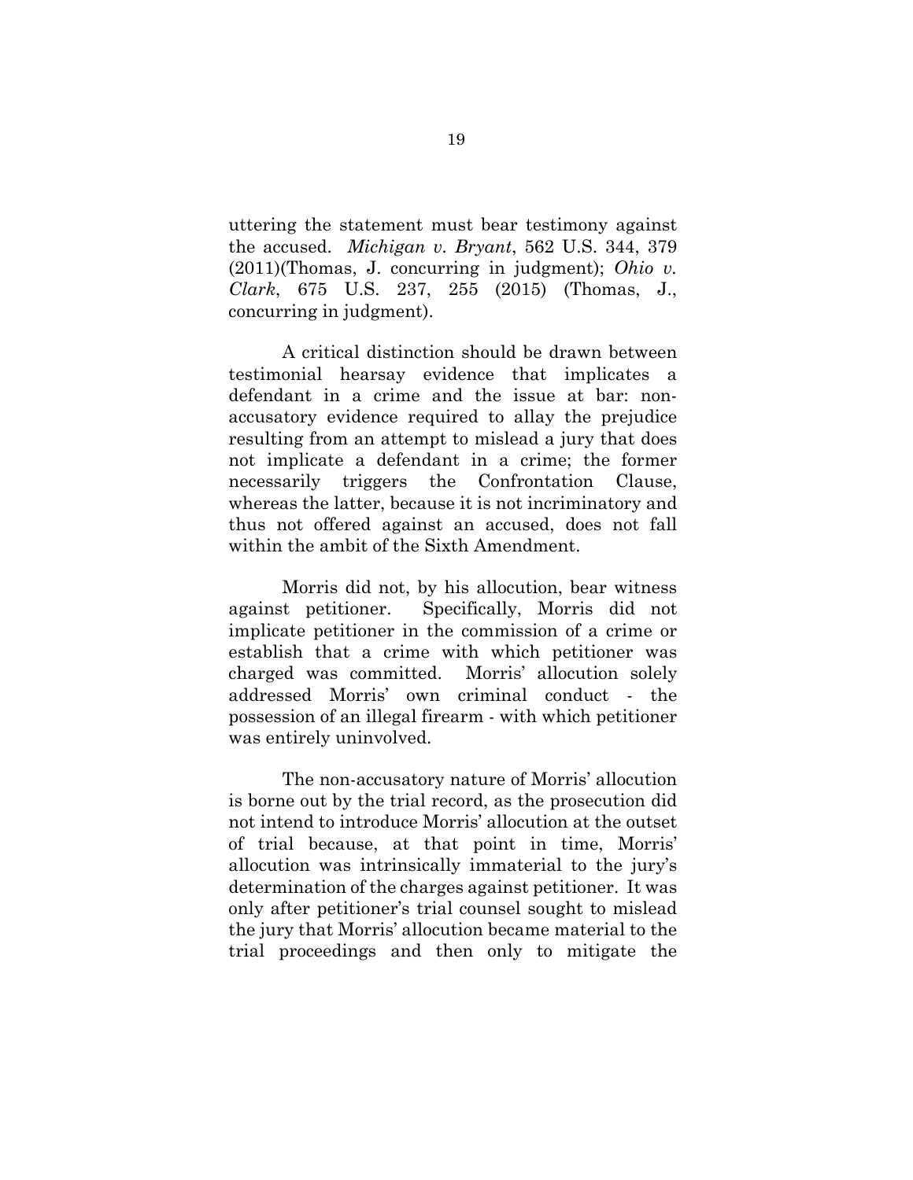uttering the statement must bear testimony against the accused. *Michigan v. Bryant*, 562 U.S. 344, 379 (2011)(Thomas, J. concurring in judgment); *Ohio v. Clark*, 675 U.S. 237, 255 (2015) (Thomas, J., concurring in judgment).

A critical distinction should be drawn between testimonial hearsay evidence that implicates a defendant in a crime and the issue at bar: non-accusatory evidence required to allay the prejudice resulting from an attempt to mislead a jury that does not implicate a defendant in a crime; the former necessarily triggers the Confrontation Clause, whereas the latter, because it is not incriminatory and thus not offered against an accused, does not fall within the ambit of the Sixth Amendment.

Morris did not, by his allocution, bear witness against petitioner. Specifically, Morris did not implicate petitioner in the commission of a crime or establish that a crime with which petitioner was charged was committed. Morris' allocution solely addressed Morris' own criminal conduct - the possession of an illegal firearm - with which petitioner was entirely uninvolved.

The non-accusatory nature of Morris' allocution is borne out by the trial record, as the prosecution did not intend to introduce Morris' allocution at the outset of trial because, at that point in time, Morris' allocution was intrinsically immaterial to the jury's determination of the charges against petitioner. It was only after petitioner's trial counsel sought to mislead the jury that Morris' allocution became material to the trial proceedings and then only to mitigate the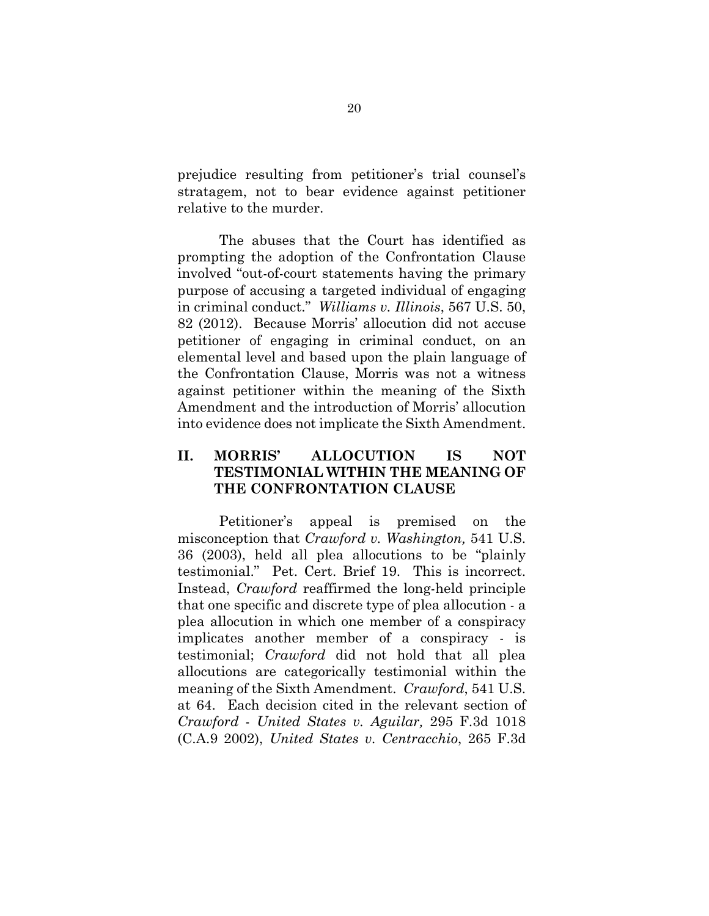prejudice resulting from petitioner's trial counsel's stratagem, not to bear evidence against petitioner relative to the murder.

The abuses that the Court has identified as prompting the adoption of the Confrontation Clause involved "out-of-court statements having the primary purpose of accusing a targeted individual of engaging in criminal conduct." *Williams v. Illinois*, 567 U.S. 50, 82 (2012). Because Morris' allocution did not accuse petitioner of engaging in criminal conduct, on an elemental level and based upon the plain language of the Confrontation Clause, Morris was not a witness against petitioner within the meaning of the Sixth Amendment and the introduction of Morris' allocution into evidence does not implicate the Sixth Amendment.

## II. MORRIS' ALLOCUTION IS NOT TESTIMONIAL WITHIN THE MEANING OF THE CONFRONTATION CLAUSE

Petitioner's appeal is premised on the misconception that *Crawford v. Washington,* 541 U.S. 36 (2003), held all plea allocutions to be "plainly testimonial." Pet. Cert. Brief 19. This is incorrect. Instead, *Crawford* reaffirmed the long-held principle that one specific and discrete type of plea allocution - a plea allocution in which one member of a conspiracy implicates another member of a conspiracy - is testimonial; *Crawford* did not hold that all plea allocutions are categorically testimonial within the meaning of the Sixth Amendment. *Crawford*, 541 U.S. at 64. Each decision cited in the relevant section of *Crawford* - *United States v. Aguilar,* 295 F.3d 1018 (C.A.9 2002), *United States v. Centracchio*, 265 F.3d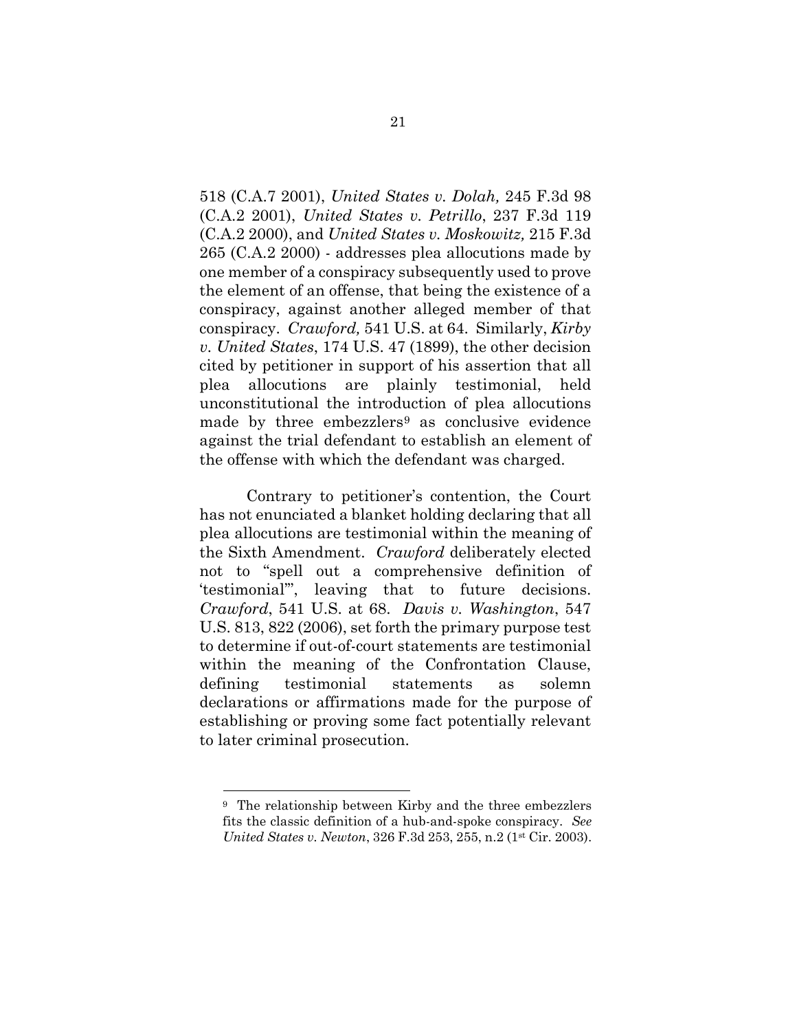518 (C.A.7 2001), *United States v. Dolah,* 245 F.3d 98 (C.A.2 2001), *United States v. Petrillo*, 237 F.3d 119 (C.A.2 2000), and *United States v. Moskowitz,* 215 F.3d 265 (C.A.2 2000) - addresses plea allocutions made by one member of a conspiracy subsequently used to prove the element of an offense, that being the existence of a conspiracy, against another alleged member of that conspiracy. *Crawford,* 541 U.S. at 64. Similarly, *Kirby v. United States*, 174 U.S. 47 (1899), the other decision cited by petitioner in support of his assertion that all plea allocutions are plainly testimonial, held unconstitutional the introduction of plea allocutions made by three embezzlers[9] as conclusive evidence against the trial defendant to establish an element of the offense with which the defendant was charged.

Contrary to petitioner's contention, the Court has not enunciated a blanket holding declaring that all plea allocutions are testimonial within the meaning of the Sixth Amendment. *Crawford* deliberately elected not to "spell out a comprehensive definition of 'testimonial'", leaving that to future decisions. *Crawford*, 541 U.S. at 68. *Davis v. Washington*, 547 U.S. 813, 822 (2006), set forth the primary purpose test to determine if out-of-court statements are testimonial within the meaning of the Confrontation Clause, defining testimonial statements as solemn declarations or affirmations made for the purpose of establishing or proving some fact potentially relevant to later criminal prosecution.

---

[9] The relationship between Kirby and the three embezzlers fits the classic definition of a hub-and-spoke conspiracy. *See United States v. Newton*, 326 F.3d 253, 255, n.2 (1st Cir. 2003).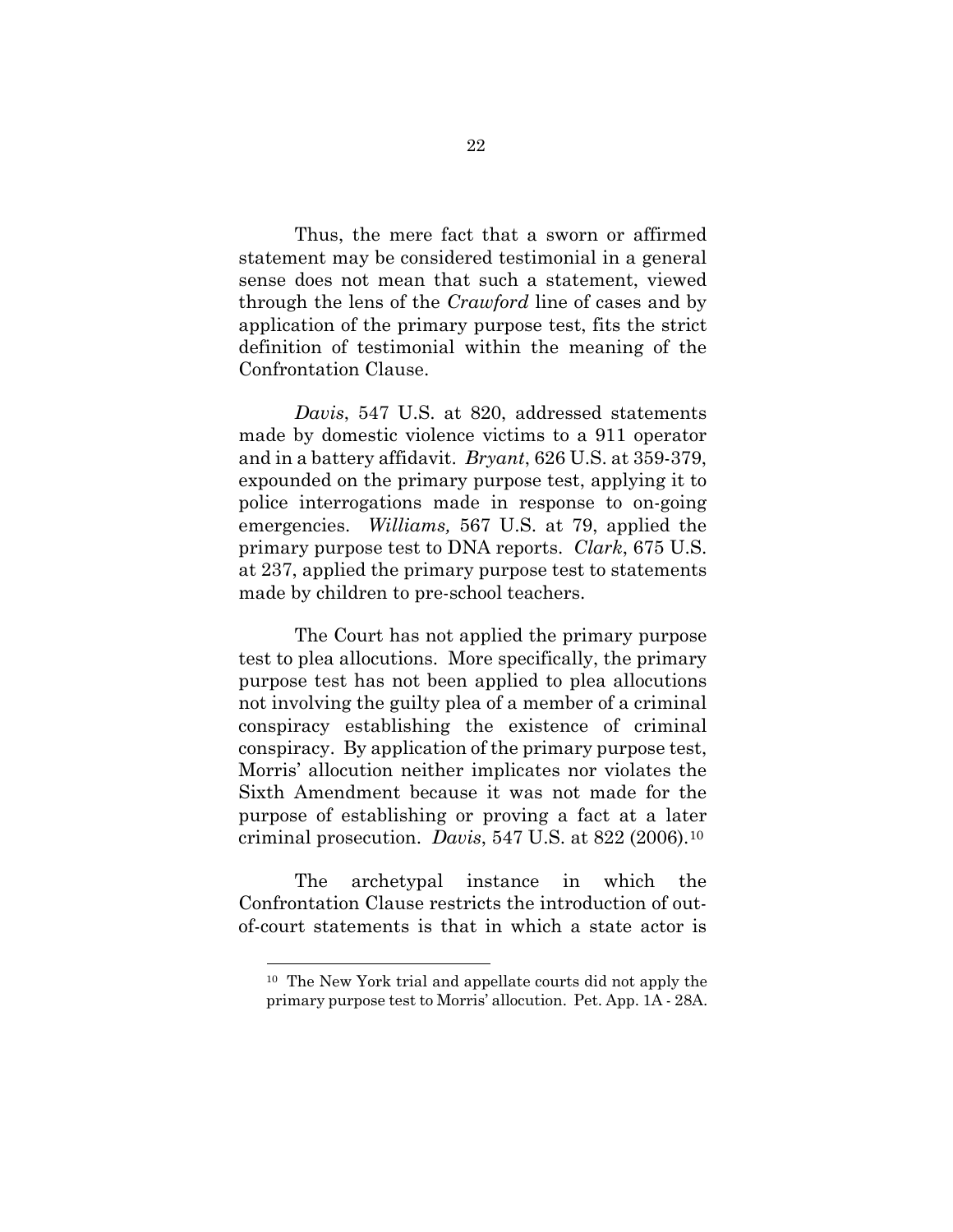Thus, the mere fact that a sworn or affirmed statement may be considered testimonial in a general sense does not mean that such a statement, viewed through the lens of the *Crawford* line of cases and by application of the primary purpose test, fits the strict definition of testimonial within the meaning of the Confrontation Clause.

*Davis*, 547 U.S. at 820, addressed statements made by domestic violence victims to a 911 operator and in a battery affidavit. *Bryant*, 626 U.S. at 359-379, expounded on the primary purpose test, applying it to police interrogations made in response to on-going emergencies. *Williams,* 567 U.S. at 79, applied the primary purpose test to DNA reports. *Clark*, 675 U.S. at 237, applied the primary purpose test to statements made by children to pre-school teachers.

The Court has not applied the primary purpose test to plea allocutions. More specifically, the primary purpose test has not been applied to plea allocutions not involving the guilty plea of a member of a criminal conspiracy establishing the existence of criminal conspiracy. By application of the primary purpose test, Morris' allocution neither implicates nor violates the Sixth Amendment because it was not made for the purpose of establishing or proving a fact at a later criminal prosecution. *Davis*, 547 U.S. at 822 (2006).[10]

The archetypal instance in which the Confrontation Clause restricts the introduction of out-of-court statements is that in which a state actor is

[10] The New York trial and appellate courts did not apply the primary purpose test to Morris' allocution. Pet. App. 1A - 28A.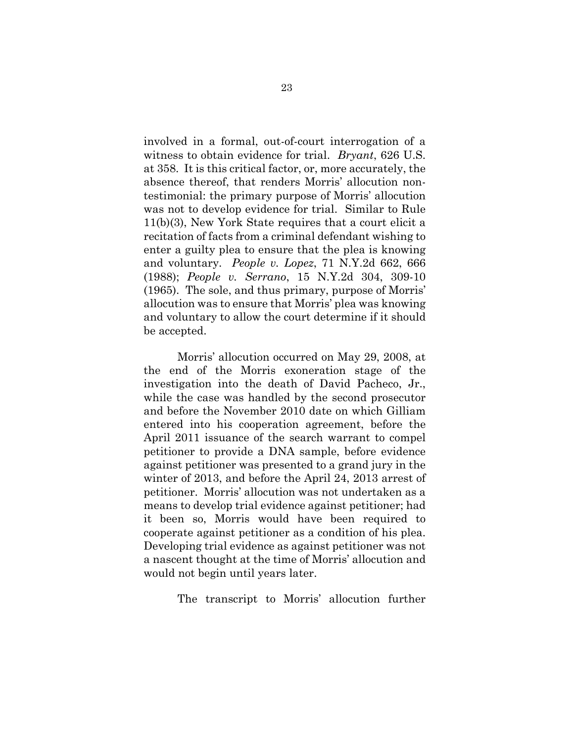involved in a formal, out-of-court interrogation of a witness to obtain evidence for trial. *Bryant*, 626 U.S. at 358. It is this critical factor, or, more accurately, the absence thereof, that renders Morris' allocution non-testimonial: the primary purpose of Morris' allocution was not to develop evidence for trial. Similar to Rule 11(b)(3), New York State requires that a court elicit a recitation of facts from a criminal defendant wishing to enter a guilty plea to ensure that the plea is knowing and voluntary. *People v. Lopez*, 71 N.Y.2d 662, 666 (1988); *People v. Serrano*, 15 N.Y.2d 304, 309-10 (1965). The sole, and thus primary, purpose of Morris' allocution was to ensure that Morris' plea was knowing and voluntary to allow the court determine if it should be accepted.

Morris' allocution occurred on May 29, 2008, at the end of the Morris exoneration stage of the investigation into the death of David Pacheco, Jr., while the case was handled by the second prosecutor and before the November 2010 date on which Gilliam entered into his cooperation agreement, before the April 2011 issuance of the search warrant to compel petitioner to provide a DNA sample, before evidence against petitioner was presented to a grand jury in the winter of 2013, and before the April 24, 2013 arrest of petitioner. Morris' allocution was not undertaken as a means to develop trial evidence against petitioner; had it been so, Morris would have been required to cooperate against petitioner as a condition of his plea. Developing trial evidence as against petitioner was not a nascent thought at the time of Morris' allocution and would not begin until years later.

The transcript to Morris' allocution further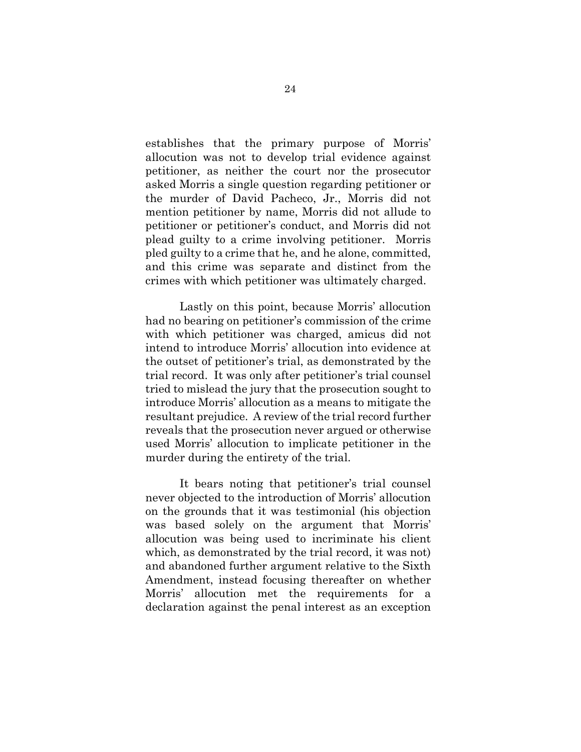establishes that the primary purpose of Morris' allocution was not to develop trial evidence against petitioner, as neither the court nor the prosecutor asked Morris a single question regarding petitioner or the murder of David Pacheco, Jr., Morris did not mention petitioner by name, Morris did not allude to petitioner or petitioner's conduct, and Morris did not plead guilty to a crime involving petitioner. Morris pled guilty to a crime that he, and he alone, committed, and this crime was separate and distinct from the crimes with which petitioner was ultimately charged.

Lastly on this point, because Morris' allocution had no bearing on petitioner's commission of the crime with which petitioner was charged, amicus did not intend to introduce Morris' allocution into evidence at the outset of petitioner's trial, as demonstrated by the trial record. It was only after petitioner's trial counsel tried to mislead the jury that the prosecution sought to introduce Morris' allocution as a means to mitigate the resultant prejudice. A review of the trial record further reveals that the prosecution never argued or otherwise used Morris' allocution to implicate petitioner in the murder during the entirety of the trial.

It bears noting that petitioner's trial counsel never objected to the introduction of Morris' allocution on the grounds that it was testimonial (his objection was based solely on the argument that Morris' allocution was being used to incriminate his client which, as demonstrated by the trial record, it was not) and abandoned further argument relative to the Sixth Amendment, instead focusing thereafter on whether Morris' allocution met the requirements for a declaration against the penal interest as an exception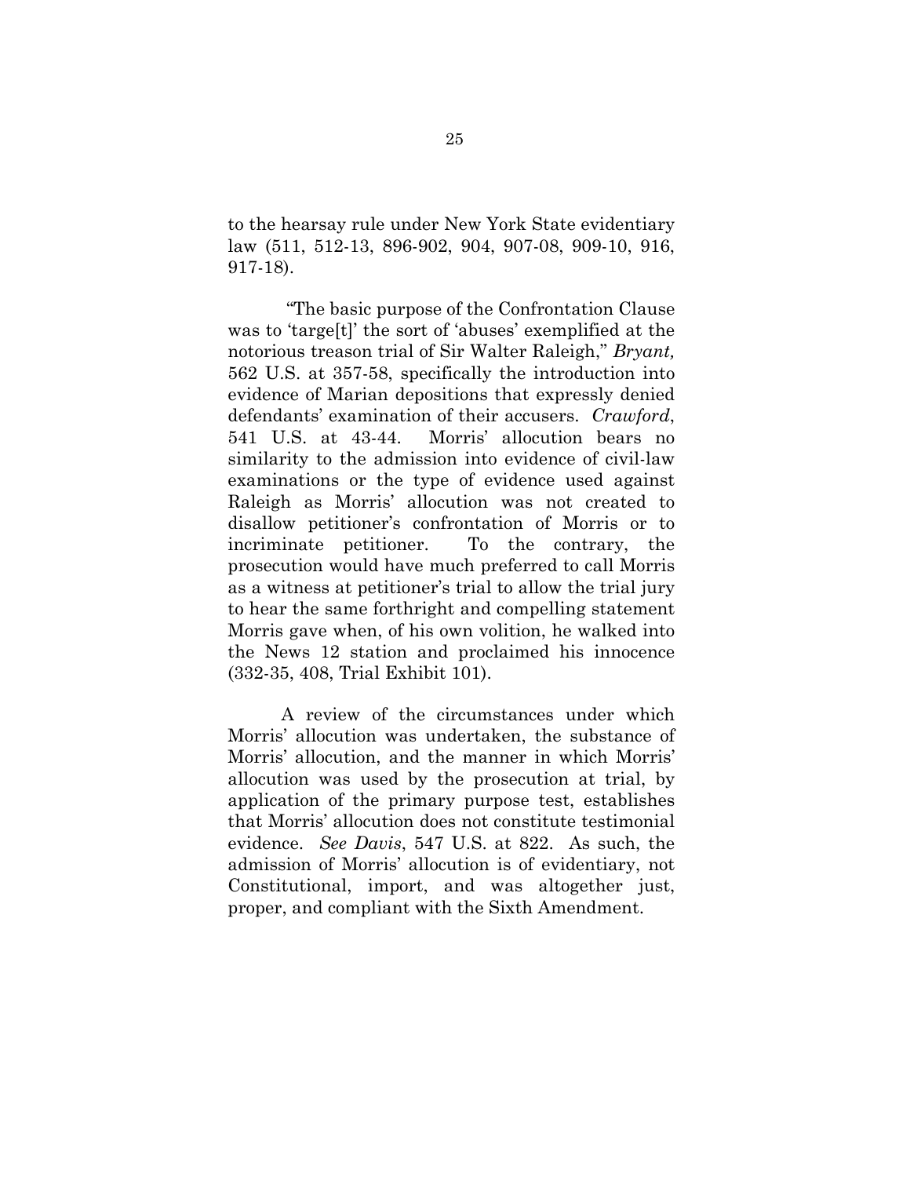to the hearsay rule under New York State evidentiary law (511, 512-13, 896-902, 904, 907-08, 909-10, 916, 917-18).

"The basic purpose of the Confrontation Clause was to 'targe[t]' the sort of 'abuses' exemplified at the notorious treason trial of Sir Walter Raleigh," *Bryant,* 562 U.S. at 357-58, specifically the introduction into evidence of Marian depositions that expressly denied defendants' examination of their accusers. *Crawford*, 541 U.S. at 43-44. Morris' allocution bears no similarity to the admission into evidence of civil-law examinations or the type of evidence used against Raleigh as Morris' allocution was not created to disallow petitioner's confrontation of Morris or to incriminate petitioner. To the contrary, the prosecution would have much preferred to call Morris as a witness at petitioner's trial to allow the trial jury to hear the same forthright and compelling statement Morris gave when, of his own volition, he walked into the News 12 station and proclaimed his innocence (332-35, 408, Trial Exhibit 101).

A review of the circumstances under which Morris' allocution was undertaken, the substance of Morris' allocution, and the manner in which Morris' allocution was used by the prosecution at trial, by application of the primary purpose test, establishes that Morris' allocution does not constitute testimonial evidence. *See Davis*, 547 U.S. at 822. As such, the admission of Morris' allocution is of evidentiary, not Constitutional, import, and was altogether just, proper, and compliant with the Sixth Amendment.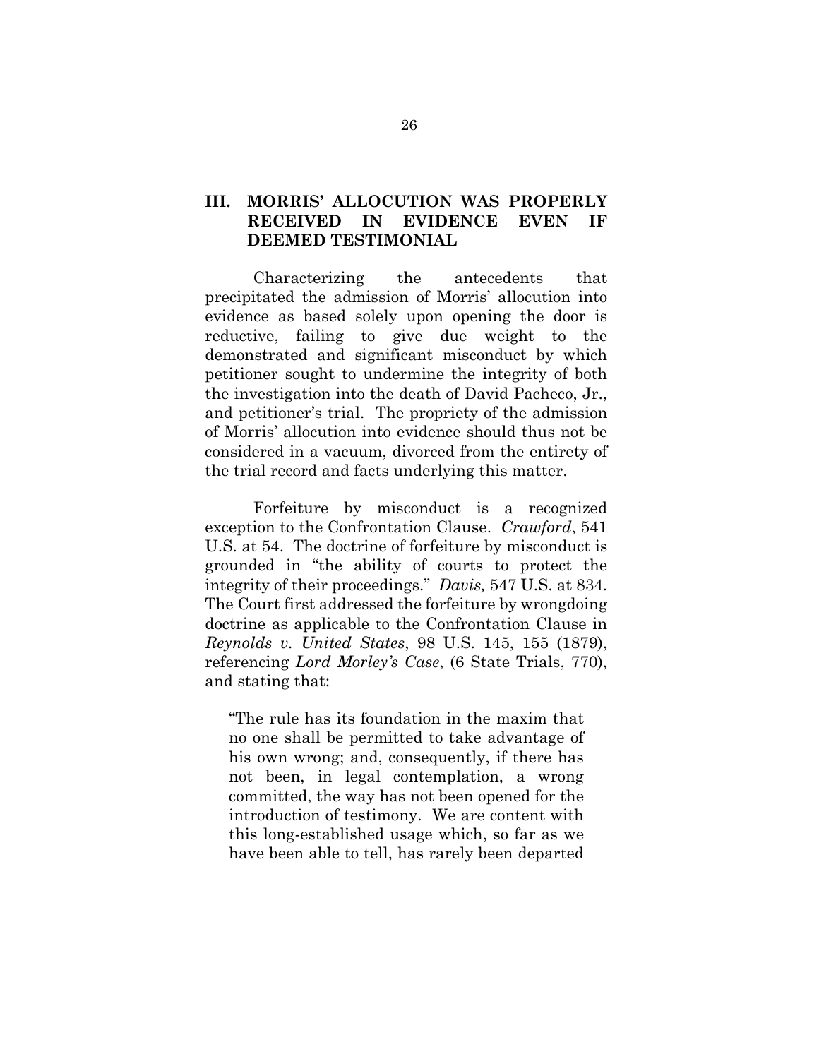## III. MORRIS' ALLOCUTION WAS PROPERLY RECEIVED IN EVIDENCE EVEN IF DEEMED TESTIMONIAL

Characterizing the antecedents that precipitated the admission of Morris' allocution into evidence as based solely upon opening the door is reductive, failing to give due weight to the demonstrated and significant misconduct by which petitioner sought to undermine the integrity of both the investigation into the death of David Pacheco, Jr., and petitioner's trial. The propriety of the admission of Morris' allocution into evidence should thus not be considered in a vacuum, divorced from the entirety of the trial record and facts underlying this matter.

Forfeiture by misconduct is a recognized exception to the Confrontation Clause. *Crawford*, 541 U.S. at 54. The doctrine of forfeiture by misconduct is grounded in "the ability of courts to protect the integrity of their proceedings." *Davis,* 547 U.S. at 834. The Court first addressed the forfeiture by wrongdoing doctrine as applicable to the Confrontation Clause in *Reynolds v. United States*, 98 U.S. 145, 155 (1879), referencing *Lord Morley's Case*, (6 State Trials, 770), and stating that:

> "The rule has its foundation in the maxim that no one shall be permitted to take advantage of his own wrong; and, consequently, if there has not been, in legal contemplation, a wrong committed, the way has not been opened for the introduction of testimony. We are content with this long-established usage which, so far as we have been able to tell, has rarely been departed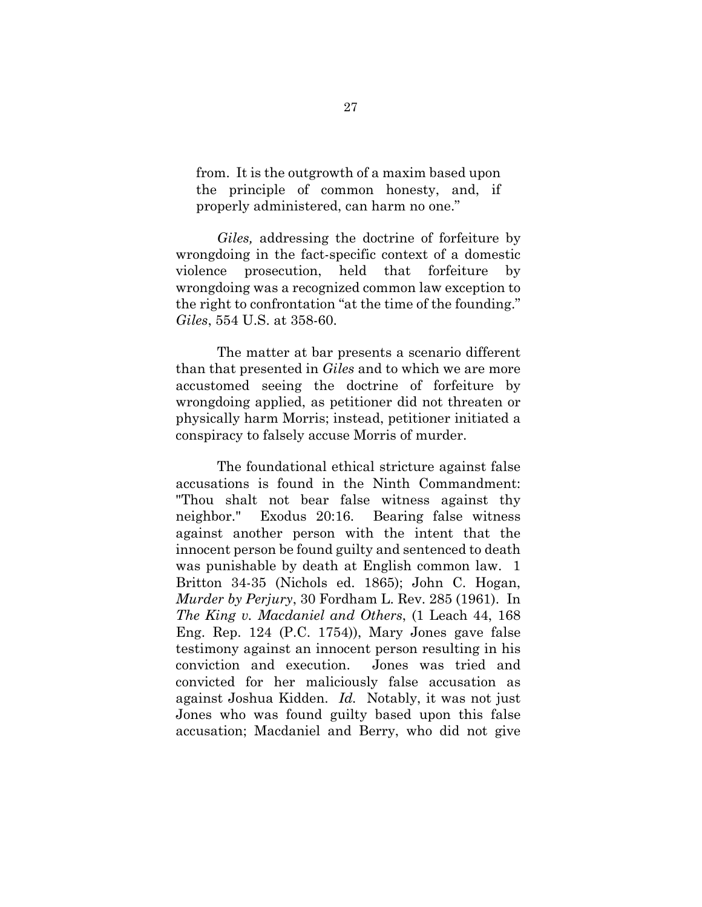> from. It is the outgrowth of a maxim based upon the principle of common honesty, and, if properly administered, can harm no one."

*Giles,* addressing the doctrine of forfeiture by wrongdoing in the fact-specific context of a domestic violence prosecution, held that forfeiture by wrongdoing was a recognized common law exception to the right to confrontation "at the time of the founding." *Giles*, 554 U.S. at 358-60.

The matter at bar presents a scenario different than that presented in *Giles* and to which we are more accustomed seeing the doctrine of forfeiture by wrongdoing applied, as petitioner did not threaten or physically harm Morris; instead, petitioner initiated a conspiracy to falsely accuse Morris of murder.

The foundational ethical stricture against false accusations is found in the Ninth Commandment: "Thou shalt not bear false witness against thy neighbor." Exodus 20:16. Bearing false witness against another person with the intent that the innocent person be found guilty and sentenced to death was punishable by death at English common law. 1 Britton 34-35 (Nichols ed. 1865); John C. Hogan, *Murder by Perjury*, 30 Fordham L. Rev. 285 (1961). In *The King v. Macdaniel and Others*, (1 Leach 44, 168 Eng. Rep. 124 (P.C. 1754)), Mary Jones gave false testimony against an innocent person resulting in his conviction and execution. Jones was tried and convicted for her maliciously false accusation as against Joshua Kidden. *Id.* Notably, it was not just Jones who was found guilty based upon this false accusation; Macdaniel and Berry, who did not give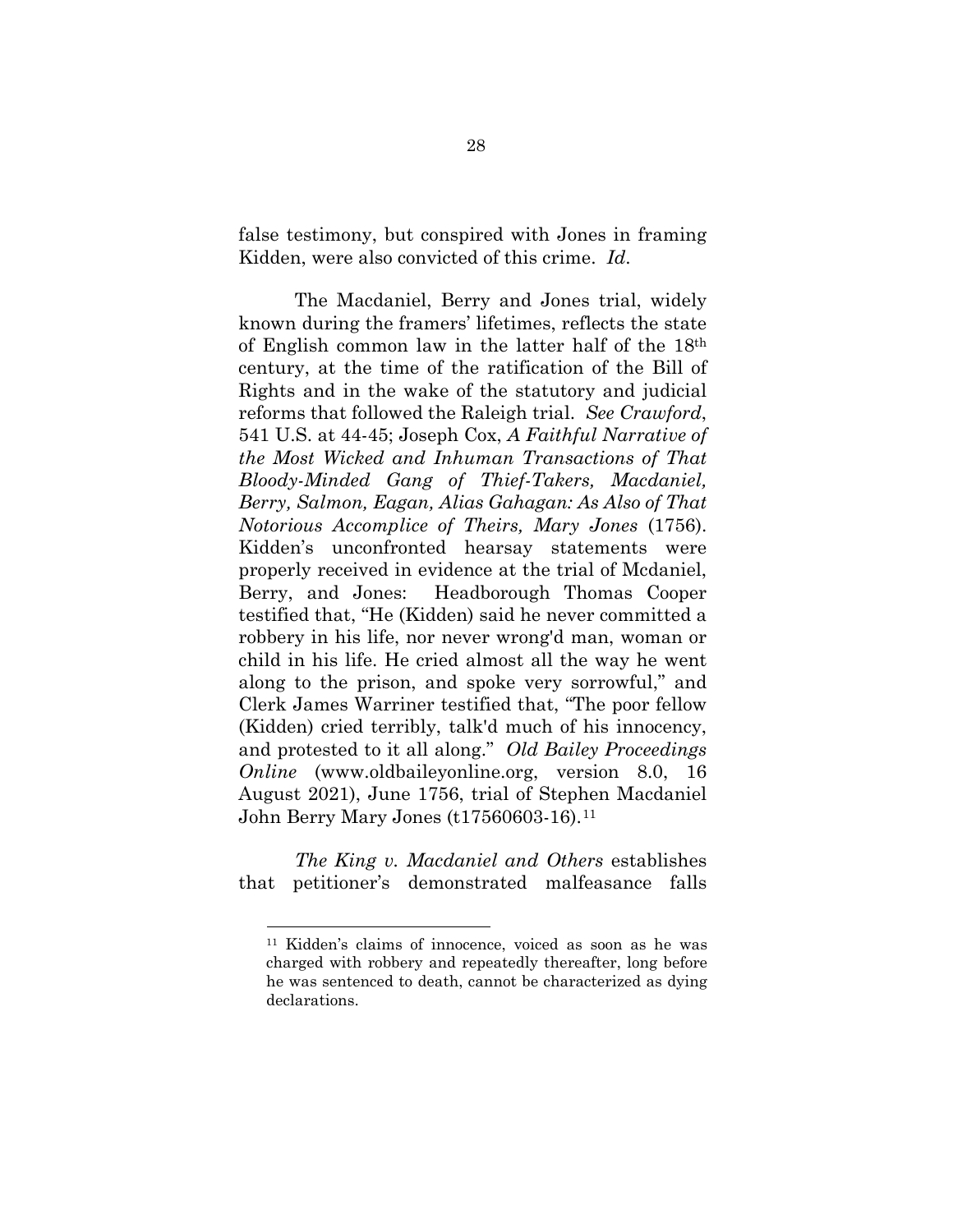false testimony, but conspired with Jones in framing Kidden, were also convicted of this crime. *Id*.

The Macdaniel, Berry and Jones trial, widely known during the framers' lifetimes, reflects the state of English common law in the latter half of the 18th century, at the time of the ratification of the Bill of Rights and in the wake of the statutory and judicial reforms that followed the Raleigh trial. *See Crawford*, 541 U.S. at 44-45; Joseph Cox, *A Faithful Narrative of the Most Wicked and Inhuman Transactions of That Bloody-Minded Gang of Thief-Takers, Macdaniel, Berry, Salmon, Eagan, Alias Gahagan: As Also of That Notorious Accomplice of Theirs, Mary Jones* (1756). Kidden's unconfronted hearsay statements were properly received in evidence at the trial of Mcdaniel, Berry, and Jones: Headborough Thomas Cooper testified that, "He (Kidden) said he never committed a robbery in his life, nor never wrong'd man, woman or child in his life. He cried almost all the way he went along to the prison, and spoke very sorrowful," and Clerk James Warriner testified that, "The poor fellow (Kidden) cried terribly, talk'd much of his innocency, and protested to it all along." *Old Bailey Proceedings Online* (www.oldbaileyonline.org, version 8.0, 16 August 2021), June 1756, trial of Stephen Macdaniel John Berry Mary Jones (t17560603-16).[11]

*The King v. Macdaniel and Others* establishes that petitioner's demonstrated malfeasance falls

[11] Kidden's claims of innocence, voiced as soon as he was charged with robbery and repeatedly thereafter, long before he was sentenced to death, cannot be characterized as dying declarations.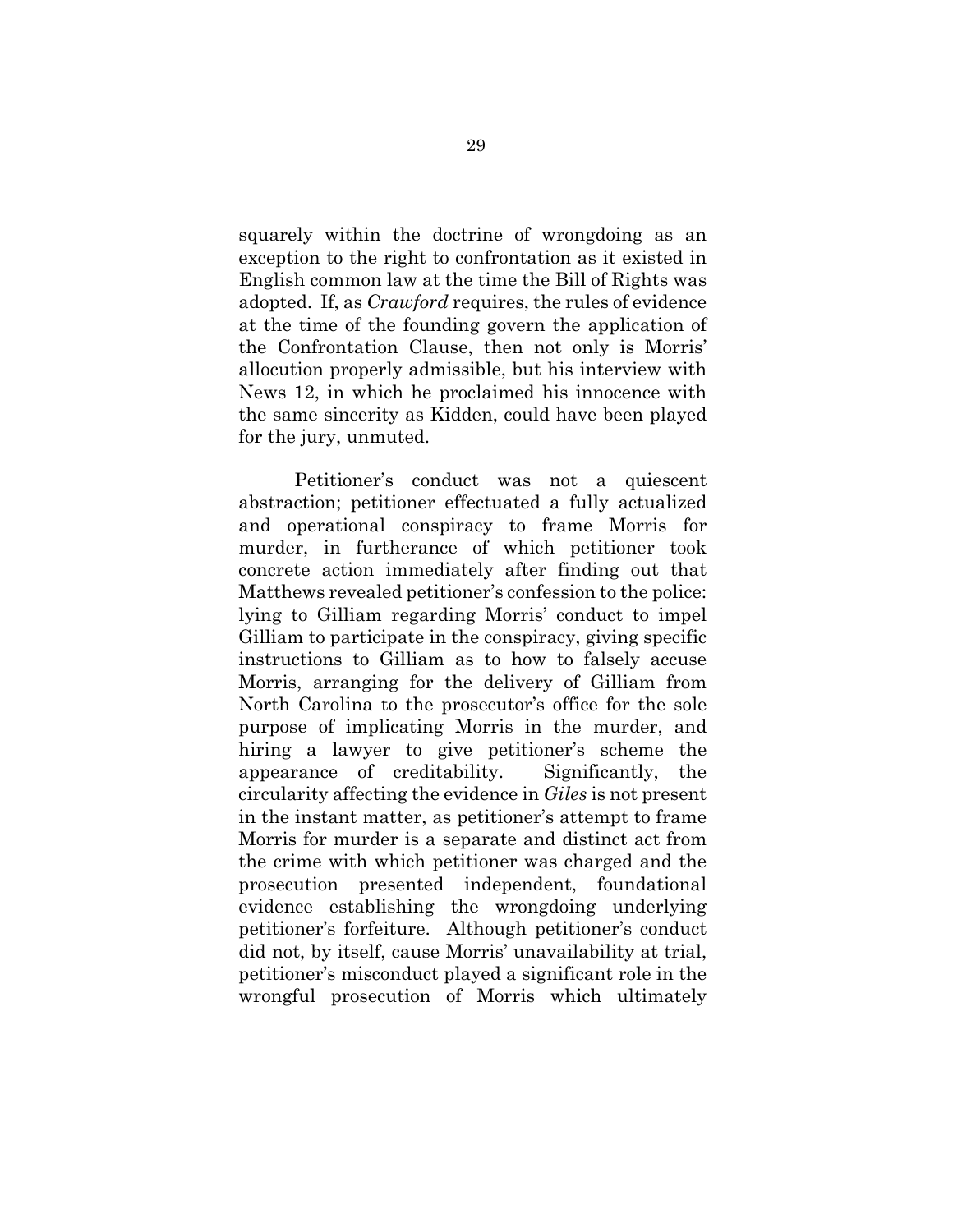squarely within the doctrine of wrongdoing as an exception to the right to confrontation as it existed in English common law at the time the Bill of Rights was adopted. If, as *Crawford* requires, the rules of evidence at the time of the founding govern the application of the Confrontation Clause, then not only is Morris' allocution properly admissible, but his interview with News 12, in which he proclaimed his innocence with the same sincerity as Kidden, could have been played for the jury, unmuted.

Petitioner's conduct was not a quiescent abstraction; petitioner effectuated a fully actualized and operational conspiracy to frame Morris for murder, in furtherance of which petitioner took concrete action immediately after finding out that Matthews revealed petitioner's confession to the police: lying to Gilliam regarding Morris' conduct to impel Gilliam to participate in the conspiracy, giving specific instructions to Gilliam as to how to falsely accuse Morris, arranging for the delivery of Gilliam from North Carolina to the prosecutor's office for the sole purpose of implicating Morris in the murder, and hiring a lawyer to give petitioner's scheme the appearance of creditability. Significantly, the circularity affecting the evidence in *Giles* is not present in the instant matter, as petitioner's attempt to frame Morris for murder is a separate and distinct act from the crime with which petitioner was charged and the prosecution presented independent, foundational evidence establishing the wrongdoing underlying petitioner's forfeiture. Although petitioner's conduct did not, by itself, cause Morris' unavailability at trial, petitioner's misconduct played a significant role in the wrongful prosecution of Morris which ultimately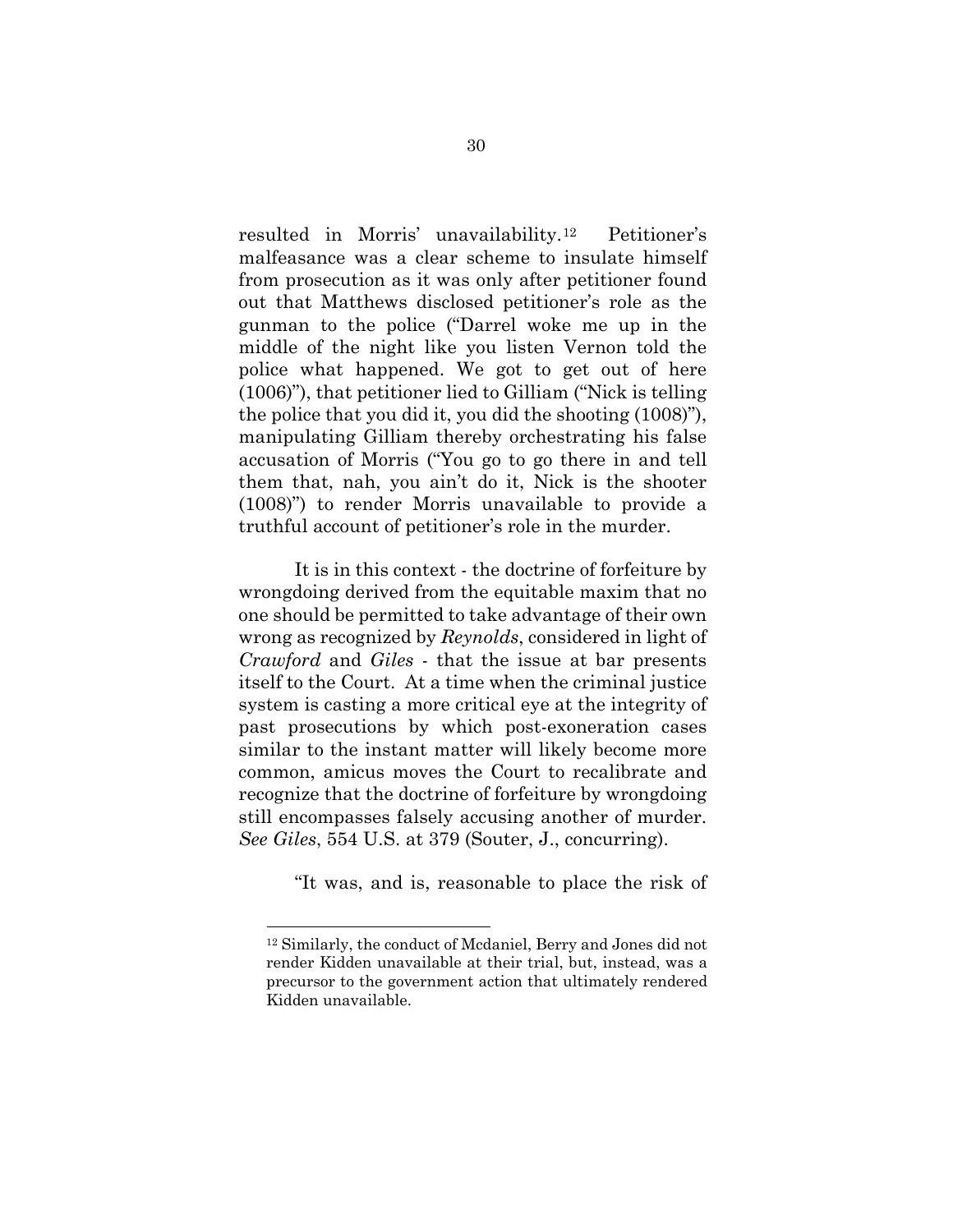resulted in Morris' unavailability.[12] Petitioner's malfeasance was a clear scheme to insulate himself from prosecution as it was only after petitioner found out that Matthews disclosed petitioner's role as the gunman to the police ("Darrel woke me up in the middle of the night like you listen Vernon told the police what happened. We got to get out of here (1006)"), that petitioner lied to Gilliam ("Nick is telling the police that you did it, you did the shooting (1008)"), manipulating Gilliam thereby orchestrating his false accusation of Morris ("You go to go there in and tell them that, nah, you ain't do it, Nick is the shooter (1008)") to render Morris unavailable to provide a truthful account of petitioner's role in the murder.

It is in this context - the doctrine of forfeiture by wrongdoing derived from the equitable maxim that no one should be permitted to take advantage of their own wrong as recognized by *Reynolds*, considered in light of *Crawford* and *Giles* - that the issue at bar presents itself to the Court. At a time when the criminal justice system is casting a more critical eye at the integrity of past prosecutions by which post-exoneration cases similar to the instant matter will likely become more common, amicus moves the Court to recalibrate and recognize that the doctrine of forfeiture by wrongdoing still encompasses falsely accusing another of murder. *See Giles*, 554 U.S. at 379 (Souter, J., concurring).

"It was, and is, reasonable to place the risk of

---

[12] Similarly, the conduct of Mcdaniel, Berry and Jones did not render Kidden unavailable at their trial, but, instead, was a precursor to the government action that ultimately rendered Kidden unavailable.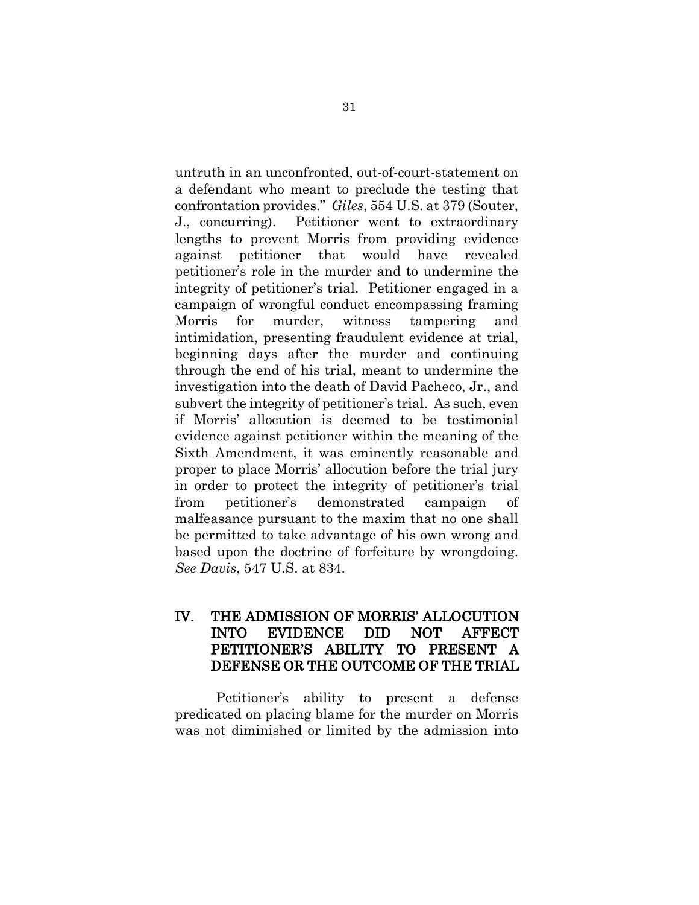untruth in an unconfronted, out-of-court-statement on a defendant who meant to preclude the testing that confrontation provides." *Giles*, 554 U.S. at 379 (Souter, J., concurring). Petitioner went to extraordinary lengths to prevent Morris from providing evidence against petitioner that would have revealed petitioner's role in the murder and to undermine the integrity of petitioner's trial. Petitioner engaged in a campaign of wrongful conduct encompassing framing Morris for murder, witness tampering and intimidation, presenting fraudulent evidence at trial, beginning days after the murder and continuing through the end of his trial, meant to undermine the investigation into the death of David Pacheco, Jr., and subvert the integrity of petitioner's trial. As such, even if Morris' allocution is deemed to be testimonial evidence against petitioner within the meaning of the Sixth Amendment, it was eminently reasonable and proper to place Morris' allocution before the trial jury in order to protect the integrity of petitioner's trial from petitioner's demonstrated campaign of malfeasance pursuant to the maxim that no one shall be permitted to take advantage of his own wrong and based upon the doctrine of forfeiture by wrongdoing. *See Davis*, 547 U.S. at 834.

## IV. THE ADMISSION OF MORRIS' ALLOCUTION INTO EVIDENCE DID NOT AFFECT PETITIONER'S ABILITY TO PRESENT A DEFENSE OR THE OUTCOME OF THE TRIAL

Petitioner's ability to present a defense predicated on placing blame for the murder on Morris was not diminished or limited by the admission into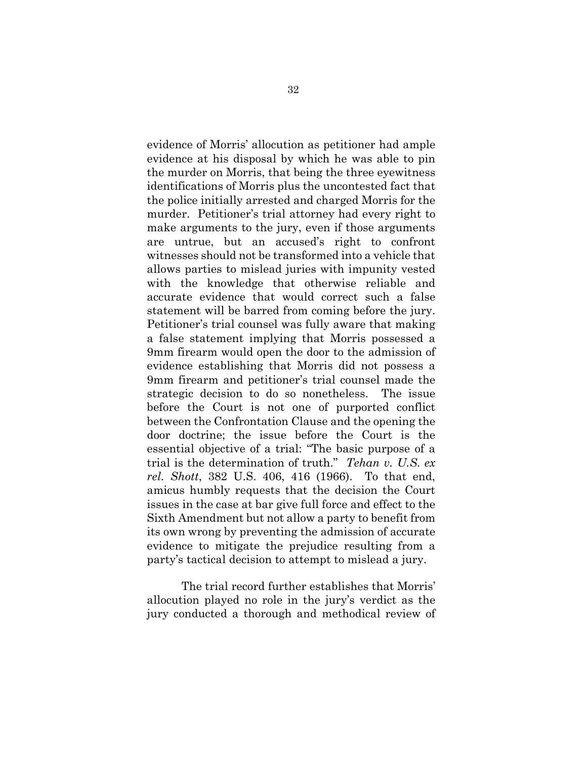evidence of Morris' allocution as petitioner had ample evidence at his disposal by which he was able to pin the murder on Morris, that being the three eyewitness identifications of Morris plus the uncontested fact that the police initially arrested and charged Morris for the murder. Petitioner's trial attorney had every right to make arguments to the jury, even if those arguments are untrue, but an accused's right to confront witnesses should not be transformed into a vehicle that allows parties to mislead juries with impunity vested with the knowledge that otherwise reliable and accurate evidence that would correct such a false statement will be barred from coming before the jury. Petitioner's trial counsel was fully aware that making a false statement implying that Morris possessed a 9mm firearm would open the door to the admission of evidence establishing that Morris did not possess a 9mm firearm and petitioner's trial counsel made the strategic decision to do so nonetheless. The issue before the Court is not one of purported conflict between the Confrontation Clause and the opening the door doctrine; the issue before the Court is the essential objective of a trial: "The basic purpose of a trial is the determination of truth." *Tehan v. U.S. ex rel. Shott*, 382 U.S. 406, 416 (1966). To that end, amicus humbly requests that the decision the Court issues in the case at bar give full force and effect to the Sixth Amendment but not allow a party to benefit from its own wrong by preventing the admission of accurate evidence to mitigate the prejudice resulting from a party's tactical decision to attempt to mislead a jury.

The trial record further establishes that Morris' allocution played no role in the jury's verdict as the jury conducted a thorough and methodical review of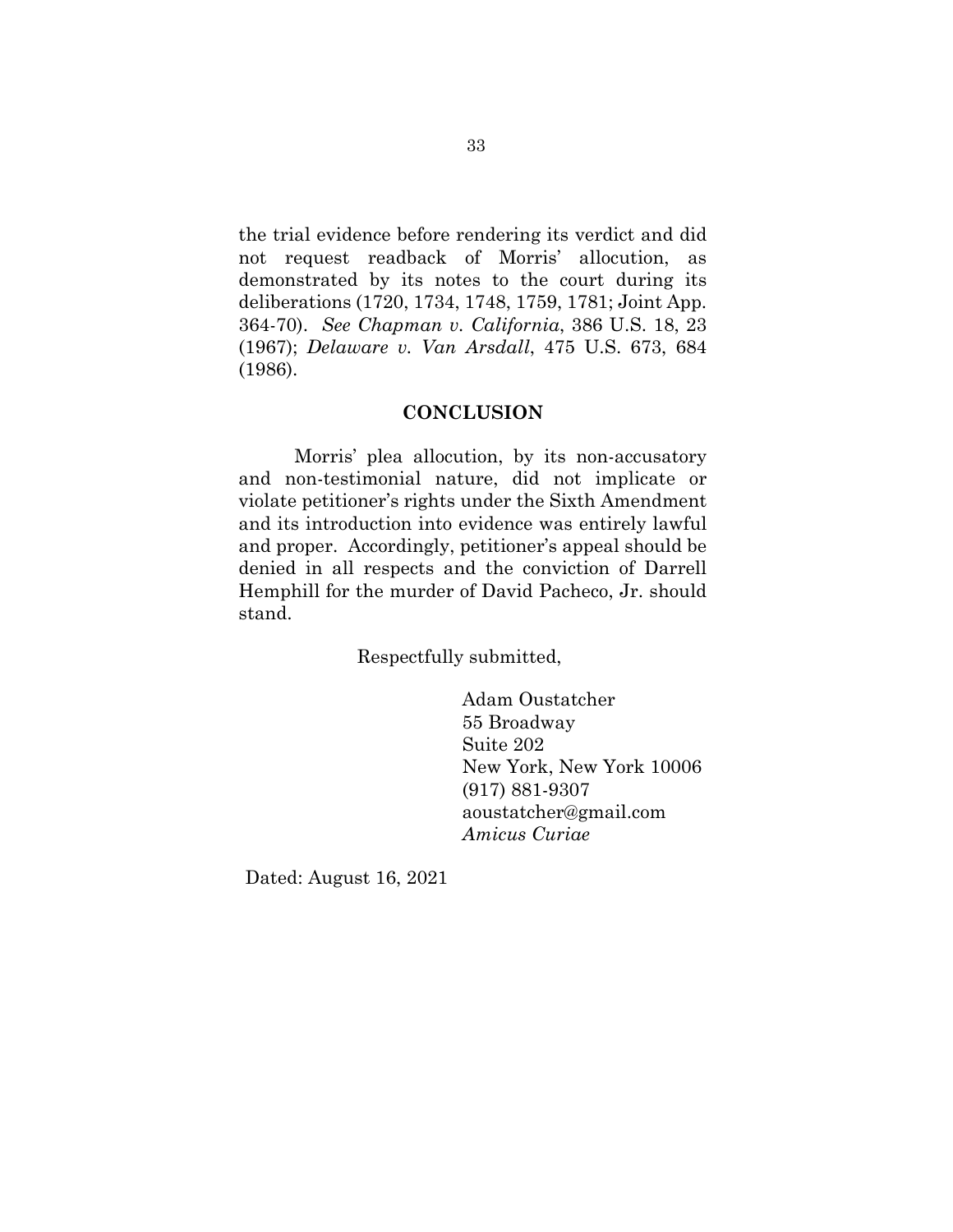the trial evidence before rendering its verdict and did not request readback of Morris' allocution, as demonstrated by its notes to the court during its deliberations (1720, 1734, 1748, 1759, 1781; Joint App. 364-70). *See Chapman v. California*, 386 U.S. 18, 23 (1967); *Delaware v. Van Arsdall*, 475 U.S. 673, 684 (1986).

## CONCLUSION

Morris' plea allocution, by its non-accusatory and non-testimonial nature, did not implicate or violate petitioner's rights under the Sixth Amendment and its introduction into evidence was entirely lawful and proper. Accordingly, petitioner's appeal should be denied in all respects and the conviction of Darrell Hemphill for the murder of David Pacheco, Jr. should stand.

Respectfully submitted,

Adam Oustatcher
55 Broadway
Suite 202
New York, New York 10006
(917) 881-9307
aoustatcher@gmail.com
*Amicus Curiae*

Dated: August 16, 2021